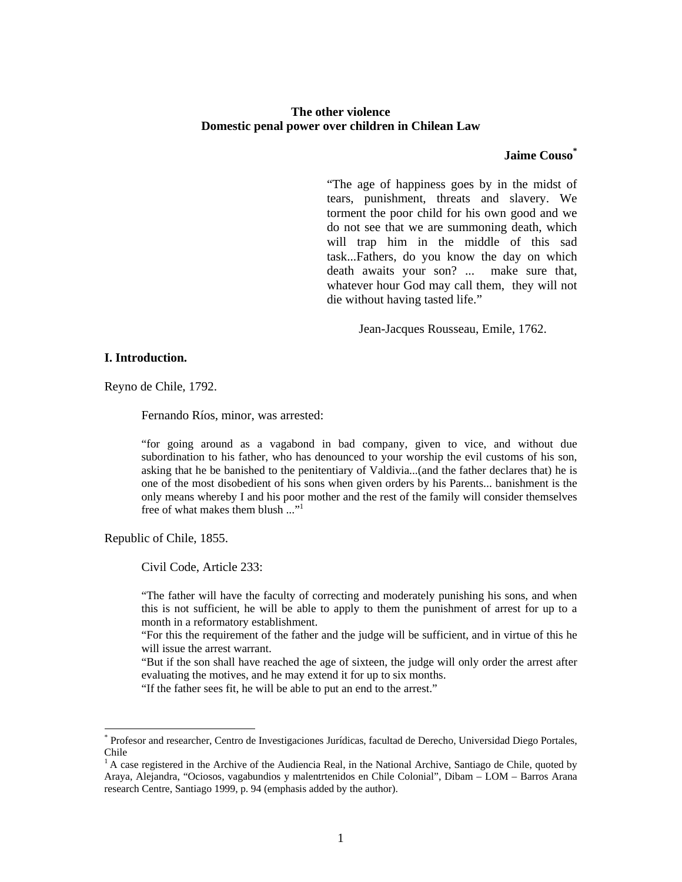# The other violence
## Domestic penal power over children in Chilean Law

**Jaime Couso***

> "The age of happiness goes by in the midst of tears, punishment, threats and slavery. We torment the poor child for his own good and we do not see that we are summoning death, which will trap him in the middle of this sad task...Fathers, do you know the day on which death awaits your son? ... make sure that, whatever hour God may call them, they will not die without having tasted life."
>
> Jean-Jacques Rousseau, Emile, 1762.

### I. Introduction.

Reyno de Chile, 1792.

> Fernando Ríos, minor, was arrested:
>
> "for going around as a vagabond in bad company, given to vice, and without due subordination to his father, who has denounced to your worship the evil customs of his son, asking that he be banished to the penitentiary of Valdivia...(and the father declares that) he is one of the most disobedient of his sons when given orders by his Parents... banishment is the only means whereby I and his poor mother and the rest of the family will consider themselves free of what makes them blush ..."[1]

Republic of Chile, 1855.

> Civil Code, Article 233:
>
> "The father will have the faculty of correcting and moderately punishing his sons, and when this is not sufficient, he will be able to apply to them the punishment of arrest for up to a month in a reformatory establishment.
> "For this the requirement of the father and the judge will be sufficient, and in virtue of this he will issue the arrest warrant.
> "But if the son shall have reached the age of sixteen, the judge will only order the arrest after evaluating the motives, and he may extend it for up to six months.
> "If the father sees fit, he will be able to put an end to the arrest."

---

* Profesor and researcher, Centro de Investigaciones Jurídicas, facultad de Derecho, Universidad Diego Portales, Chile

[1] A case registered in the Archive of the Audiencia Real, in the National Archive, Santiago de Chile, quoted by Araya, Alejandra, "Ociosos, vagabundios y malentrtenidos en Chile Colonial", Dibam – LOM – Barros Arana research Centre, Santiago 1999, p. 94 (emphasis added by the author).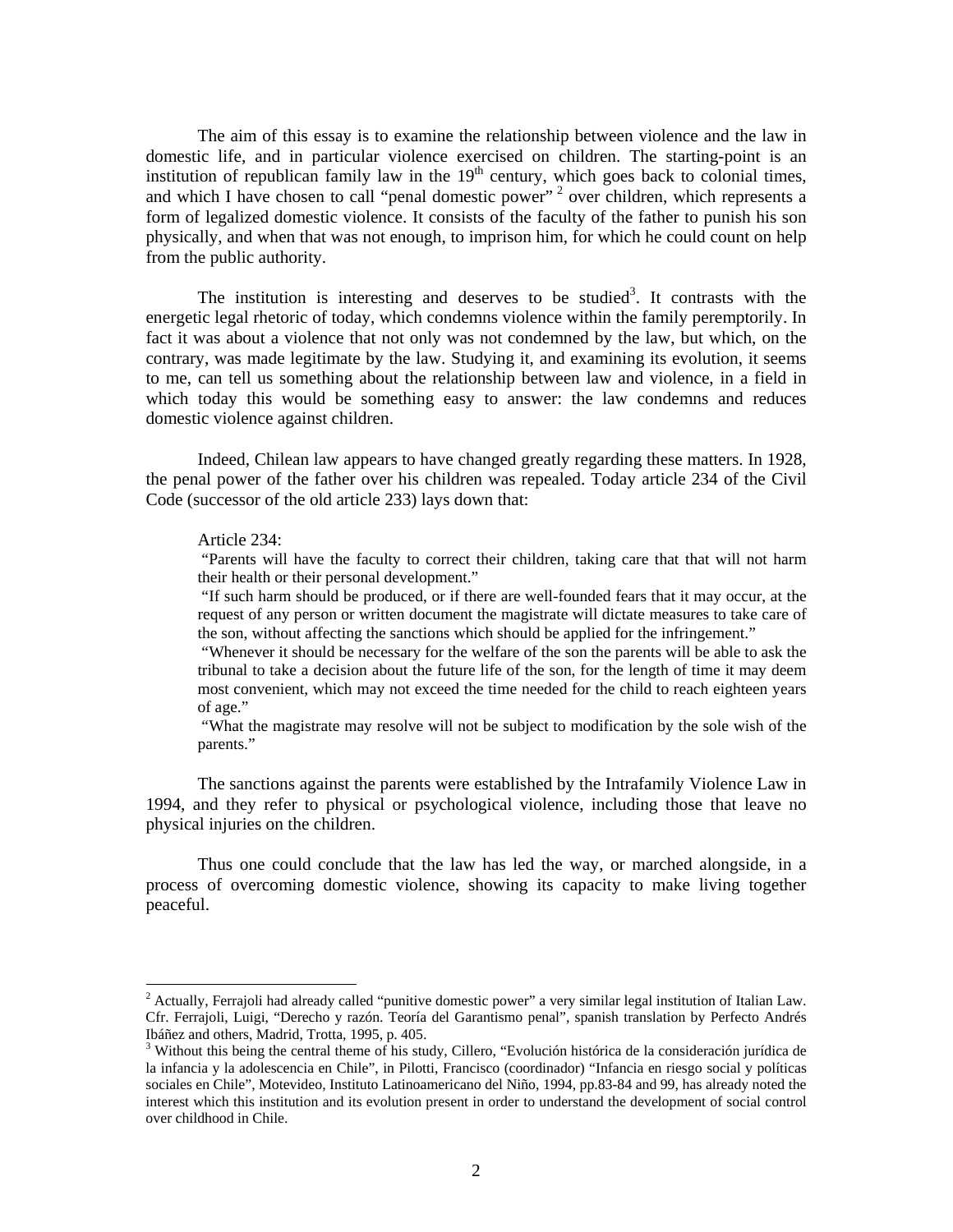The aim of this essay is to examine the relationship between violence and the law in domestic life, and in particular violence exercised on children. The starting-point is an institution of republican family law in the 19th century, which goes back to colonial times, and which I have chosen to call "penal domestic power" [2] over children, which represents a form of legalized domestic violence. It consists of the faculty of the father to punish his son physically, and when that was not enough, to imprison him, for which he could count on help from the public authority.

The institution is interesting and deserves to be studied[3]. It contrasts with the energetic legal rhetoric of today, which condemns violence within the family peremptorily. In fact it was about a violence that not only was not condemned by the law, but which, on the contrary, was made legitimate by the law. Studying it, and examining its evolution, it seems to me, can tell us something about the relationship between law and violence, in a field in which today this would be something easy to answer: the law condemns and reduces domestic violence against children.

Indeed, Chilean law appears to have changed greatly regarding these matters. In 1928, the penal power of the father over his children was repealed. Today article 234 of the Civil Code (successor of the old article 233) lays down that:

> Article 234:
>
> "Parents will have the faculty to correct their children, taking care that that will not harm their health or their personal development."
>
> "If such harm should be produced, or if there are well-founded fears that it may occur, at the request of any person or written document the magistrate will dictate measures to take care of the son, without affecting the sanctions which should be applied for the infringement."
>
> "Whenever it should be necessary for the welfare of the son the parents will be able to ask the tribunal to take a decision about the future life of the son, for the length of time it may deem most convenient, which may not exceed the time needed for the child to reach eighteen years of age."
>
> "What the magistrate may resolve will not be subject to modification by the sole wish of the parents."

The sanctions against the parents were established by the Intrafamily Violence Law in 1994, and they refer to physical or psychological violence, including those that leave no physical injuries on the children.

Thus one could conclude that the law has led the way, or marched alongside, in a process of overcoming domestic violence, showing its capacity to make living together peaceful.

---

[2] Actually, Ferrajoli had already called "punitive domestic power" a very similar legal institution of Italian Law. Cfr. Ferrajoli, Luigi, "Derecho y razón. Teoría del Garantismo penal", spanish translation by Perfecto Andrés Ibáñez and others, Madrid, Trotta, 1995, p. 405.

[3] Without this being the central theme of his study, Cillero, "Evolución histórica de la consideración jurídica de la infancia y la adolescencia en Chile", in Pilotti, Francisco (coordinador) "Infancia en riesgo social y políticas sociales en Chile", Motevideo, Instituto Latinoamericano del Niño, 1994, pp.83-84 and 99, has already noted the interest which this institution and its evolution present in order to understand the development of social control over childhood in Chile.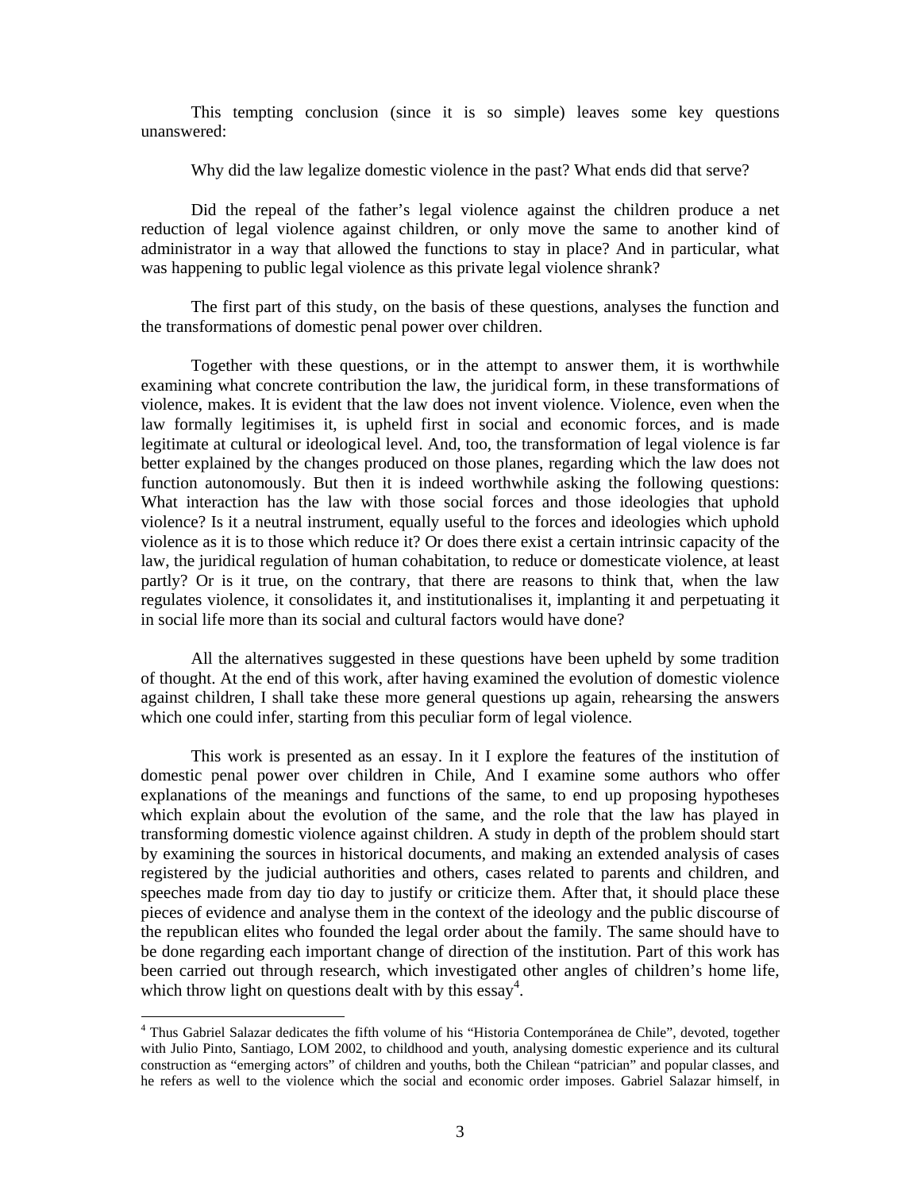This tempting conclusion (since it is so simple) leaves some key questions unanswered:

Why did the law legalize domestic violence in the past? What ends did that serve?

Did the repeal of the father's legal violence against the children produce a net reduction of legal violence against children, or only move the same to another kind of administrator in a way that allowed the functions to stay in place? And in particular, what was happening to public legal violence as this private legal violence shrank?

The first part of this study, on the basis of these questions, analyses the function and the transformations of domestic penal power over children.

Together with these questions, or in the attempt to answer them, it is worthwhile examining what concrete contribution the law, the juridical form, in these transformations of violence, makes. It is evident that the law does not invent violence. Violence, even when the law formally legitimises it, is upheld first in social and economic forces, and is made legitimate at cultural or ideological level. And, too, the transformation of legal violence is far better explained by the changes produced on those planes, regarding which the law does not function autonomously. But then it is indeed worthwhile asking the following questions: What interaction has the law with those social forces and those ideologies that uphold violence? Is it a neutral instrument, equally useful to the forces and ideologies which uphold violence as it is to those which reduce it? Or does there exist a certain intrinsic capacity of the law, the juridical regulation of human cohabitation, to reduce or domesticate violence, at least partly? Or is it true, on the contrary, that there are reasons to think that, when the law regulates violence, it consolidates it, and institutionalises it, implanting it and perpetuating it in social life more than its social and cultural factors would have done?

All the alternatives suggested in these questions have been upheld by some tradition of thought. At the end of this work, after having examined the evolution of domestic violence against children, I shall take these more general questions up again, rehearsing the answers which one could infer, starting from this peculiar form of legal violence.

This work is presented as an essay. In it I explore the features of the institution of domestic penal power over children in Chile, And I examine some authors who offer explanations of the meanings and functions of the same, to end up proposing hypotheses which explain about the evolution of the same, and the role that the law has played in transforming domestic violence against children. A study in depth of the problem should start by examining the sources in historical documents, and making an extended analysis of cases registered by the judicial authorities and others, cases related to parents and children, and speeches made from day tio day to justify or criticize them. After that, it should place these pieces of evidence and analyse them in the context of the ideology and the public discourse of the republican elites who founded the legal order about the family. The same should have to be done regarding each important change of direction of the institution. Part of this work has been carried out through research, which investigated other angles of children's home life, which throw light on questions dealt with by this essay[4].

[4] Thus Gabriel Salazar dedicates the fifth volume of his "Historia Contemporánea de Chile", devoted, together with Julio Pinto, Santiago, LOM 2002, to childhood and youth, analysing domestic experience and its cultural construction as "emerging actors" of children and youths, both the Chilean "patrician" and popular classes, and he refers as well to the violence which the social and economic order imposes. Gabriel Salazar himself, in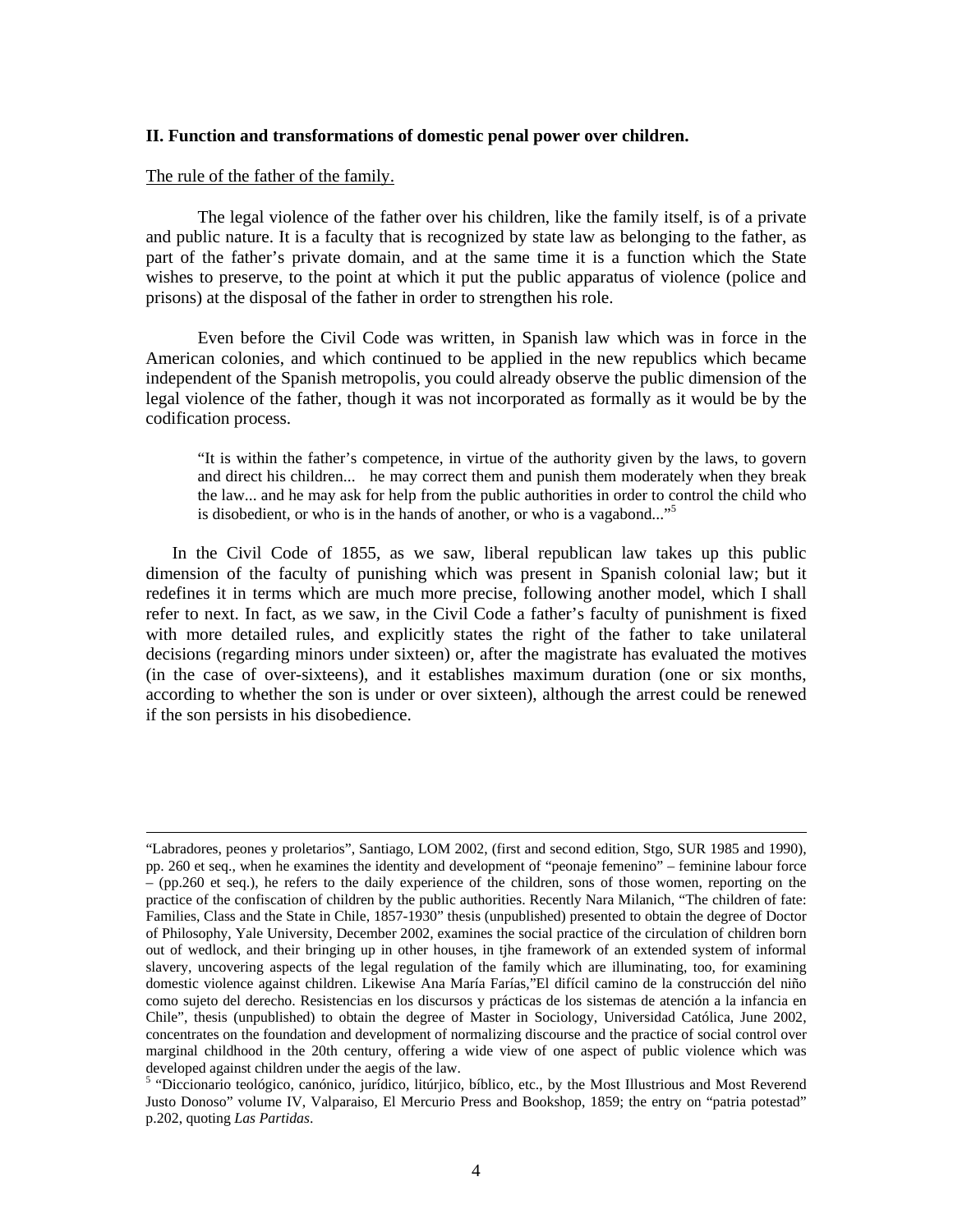**II. Function and transformations of domestic penal power over children.**

The rule of the father of the family.

The legal violence of the father over his children, like the family itself, is of a private and public nature. It is a faculty that is recognized by state law as belonging to the father, as part of the father's private domain, and at the same time it is a function which the State wishes to preserve, to the point at which it put the public apparatus of violence (police and prisons) at the disposal of the father in order to strengthen his role.

Even before the Civil Code was written, in Spanish law which was in force in the American colonies, and which continued to be applied in the new republics which became independent of the Spanish metropolis, you could already observe the public dimension of the legal violence of the father, though it was not incorporated as formally as it would be by the codification process.

> "It is within the father's competence, in virtue of the authority given by the laws, to govern and direct his children... he may correct them and punish them moderately when they break the law... and he may ask for help from the public authorities in order to control the child who is disobedient, or who is in the hands of another, or who is a vagabond..."[5]

In the Civil Code of 1855, as we saw, liberal republican law takes up this public dimension of the faculty of punishing which was present in Spanish colonial law; but it redefines it in terms which are much more precise, following another model, which I shall refer to next. In fact, as we saw, in the Civil Code a father's faculty of punishment is fixed with more detailed rules, and explicitly states the right of the father to take unilateral decisions (regarding minors under sixteen) or, after the magistrate has evaluated the motives (in the case of over-sixteens), and it establishes maximum duration (one or six months, according to whether the son is under or over sixteen), although the arrest could be renewed if the son persists in his disobedience.

---

"Labradores, peones y proletarios", Santiago, LOM 2002, (first and second edition, Stgo, SUR 1985 and 1990), pp. 260 et seq., when he examines the identity and development of "peonaje femenino" – feminine labour force – (pp.260 et seq.), he refers to the daily experience of the children, sons of those women, reporting on the practice of the confiscation of children by the public authorities. Recently Nara Milanich, "The children of fate: Families, Class and the State in Chile, 1857-1930" thesis (unpublished) presented to obtain the degree of Doctor of Philosophy, Yale University, December 2002, examines the social practice of the circulation of children born out of wedlock, and their bringing up in other houses, in tjhe framework of an extended system of informal slavery, uncovering aspects of the legal regulation of the family which are illuminating, too, for examining domestic violence against children. Likewise Ana María Farías,"El difícil camino de la construcción del niño como sujeto del derecho. Resistencias en los discursos y prácticas de los sistemas de atención a la infancia en Chile", thesis (unpublished) to obtain the degree of Master in Sociology, Universidad Católica, June 2002, concentrates on the foundation and development of normalizing discourse and the practice of social control over marginal childhood in the 20th century, offering a wide view of one aspect of public violence which was developed against children under the aegis of the law.

[5] "Diccionario teológico, canónico, jurídico, litúrjico, bíblico, etc., by the Most Illustrious and Most Reverend Justo Donoso" volume IV, Valparaiso, El Mercurio Press and Bookshop, 1859; the entry on "patria potestad" p.202, quoting *Las Partidas*.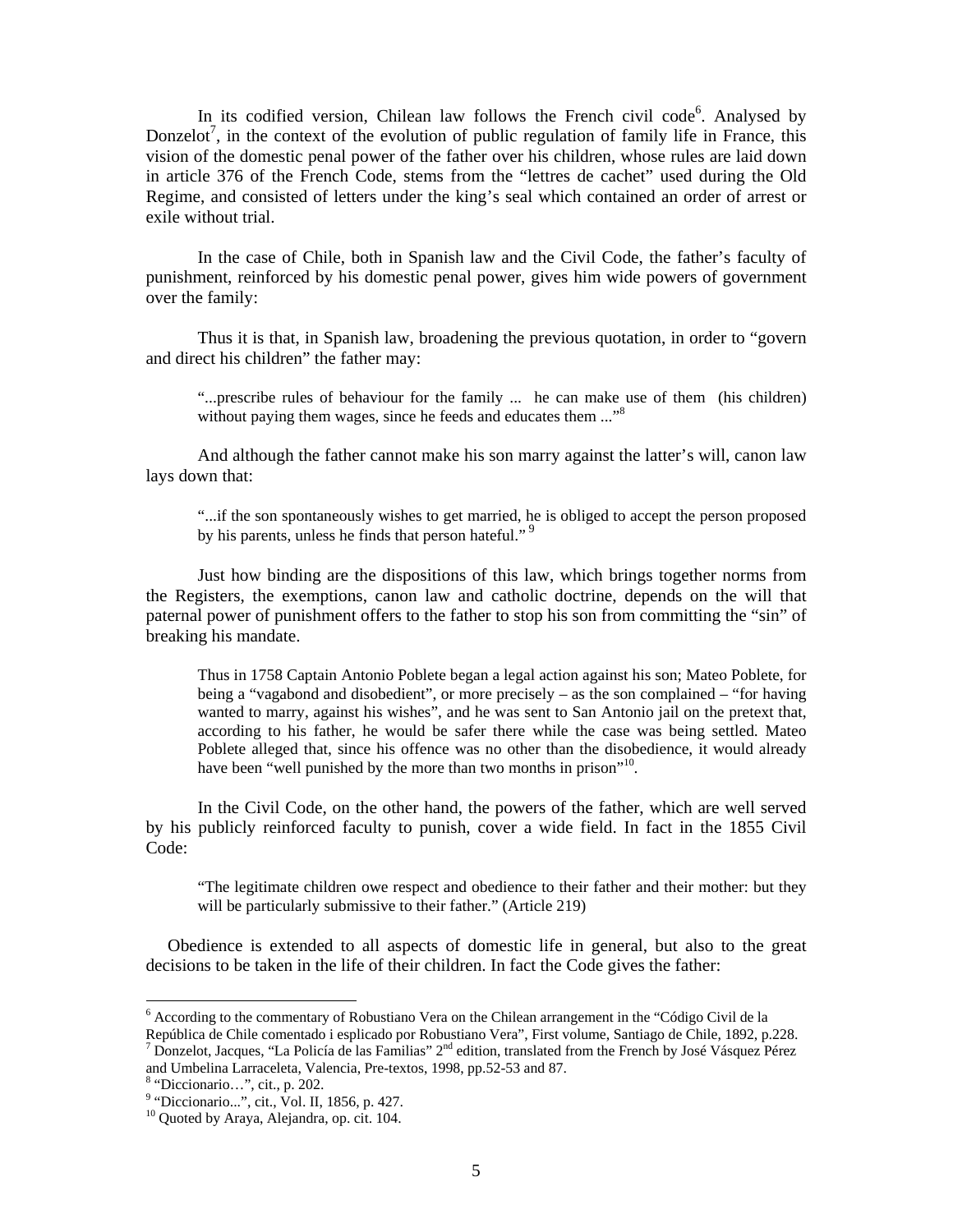In its codified version, Chilean law follows the French civil code[6]. Analysed by Donzelot[7], in the context of the evolution of public regulation of family life in France, this vision of the domestic penal power of the father over his children, whose rules are laid down in article 376 of the French Code, stems from the "lettres de cachet" used during the Old Regime, and consisted of letters under the king's seal which contained an order of arrest or exile without trial.

In the case of Chile, both in Spanish law and the Civil Code, the father's faculty of punishment, reinforced by his domestic penal power, gives him wide powers of government over the family:

Thus it is that, in Spanish law, broadening the previous quotation, in order to "govern and direct his children" the father may:

> "...prescribe rules of behaviour for the family ... he can make use of them (his children) without paying them wages, since he feeds and educates them ..."[8]

And although the father cannot make his son marry against the latter's will, canon law lays down that:

> "...if the son spontaneously wishes to get married, he is obliged to accept the person proposed by his parents, unless he finds that person hateful." [9]

Just how binding are the dispositions of this law, which brings together norms from the Registers, the exemptions, canon law and catholic doctrine, depends on the will that paternal power of punishment offers to the father to stop his son from committing the "sin" of breaking his mandate.

> Thus in 1758 Captain Antonio Poblete began a legal action against his son; Mateo Poblete, for being a "vagabond and disobedient", or more precisely – as the son complained – "for having wanted to marry, against his wishes", and he was sent to San Antonio jail on the pretext that, according to his father, he would be safer there while the case was being settled. Mateo Poblete alleged that, since his offence was no other than the disobedience, it would already have been "well punished by the more than two months in prison"[10].

In the Civil Code, on the other hand, the powers of the father, which are well served by his publicly reinforced faculty to punish, cover a wide field. In fact in the 1855 Civil Code:

> "The legitimate children owe respect and obedience to their father and their mother: but they will be particularly submissive to their father." (Article 219)

Obedience is extended to all aspects of domestic life in general, but also to the great decisions to be taken in the life of their children. In fact the Code gives the father:

---

[6] According to the commentary of Robustiano Vera on the Chilean arrangement in the "Código Civil de la República de Chile comentado i esplicado por Robustiano Vera", First volume, Santiago de Chile, 1892, p.228.

[7] Donzelot, Jacques, "La Policía de las Familias" 2nd edition, translated from the French by José Vásquez Pérez and Umbelina Larraceleta, Valencia, Pre-textos, 1998, pp.52-53 and 87.

[8] "Diccionario…", cit., p. 202.

[9] "Diccionario...", cit., Vol. II, 1856, p. 427.

[10] Quoted by Araya, Alejandra, op. cit. 104.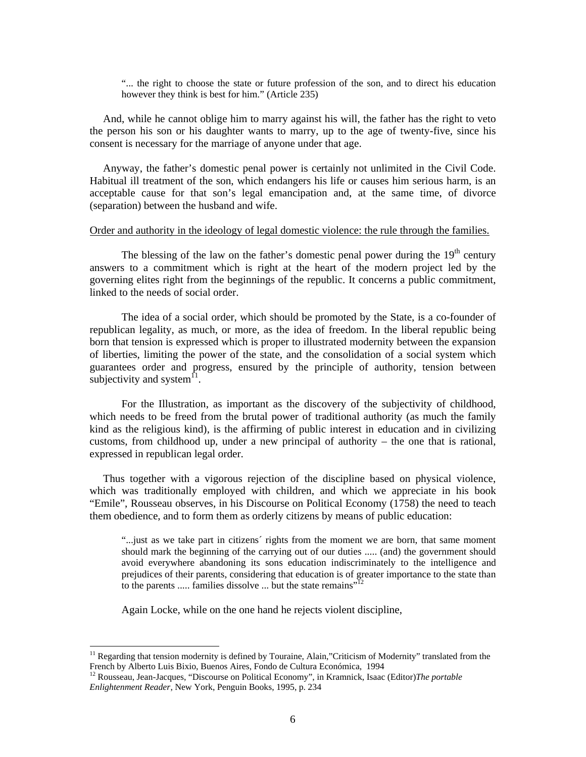> "... the right to choose the state or future profession of the son, and to direct his education however they think is best for him." (Article 235)

And, while he cannot oblige him to marry against his will, the father has the right to veto the person his son or his daughter wants to marry, up to the age of twenty-five, since his consent is necessary for the marriage of anyone under that age.

Anyway, the father's domestic penal power is certainly not unlimited in the Civil Code. Habitual ill treatment of the son, which endangers his life or causes him serious harm, is an acceptable cause for that son's legal emancipation and, at the same time, of divorce (separation) between the husband and wife.

Order and authority in the ideology of legal domestic violence: the rule through the families.

The blessing of the law on the father's domestic penal power during the 19th century answers to a commitment which is right at the heart of the modern project led by the governing elites right from the beginnings of the republic. It concerns a public commitment, linked to the needs of social order.

The idea of a social order, which should be promoted by the State, is a co-founder of republican legality, as much, or more, as the idea of freedom. In the liberal republic being born that tension is expressed which is proper to illustrated modernity between the expansion of liberties, limiting the power of the state, and the consolidation of a social system which guarantees order and progress, ensured by the principle of authority, tension between subjectivity and system[11].

For the Illustration, as important as the discovery of the subjectivity of childhood, which needs to be freed from the brutal power of traditional authority (as much the family kind as the religious kind), is the affirming of public interest in education and in civilizing customs, from childhood up, under a new principal of authority – the one that is rational, expressed in republican legal order.

Thus together with a vigorous rejection of the discipline based on physical violence, which was traditionally employed with children, and which we appreciate in his book "Emile", Rousseau observes, in his Discourse on Political Economy (1758) the need to teach them obedience, and to form them as orderly citizens by means of public education:

> "...just as we take part in citizens´ rights from the moment we are born, that same moment should mark the beginning of the carrying out of our duties ..... (and) the government should avoid everywhere abandoning its sons education indiscriminately to the intelligence and prejudices of their parents, considering that education is of greater importance to the state than to the parents ..... families dissolve ... but the state remains"[12]

Again Locke, while on the one hand he rejects violent discipline,

---

[11] Regarding that tension modernity is defined by Touraine, Alain,"Criticism of Modernity" translated from the French by Alberto Luis Bixio, Buenos Aires, Fondo de Cultura Económica, 1994

[12] Rousseau, Jean-Jacques, "Discourse on Political Economy", in Kramnick, Isaac (Editor)*The portable Enlightenment Reader*, New York, Penguin Books, 1995, p. 234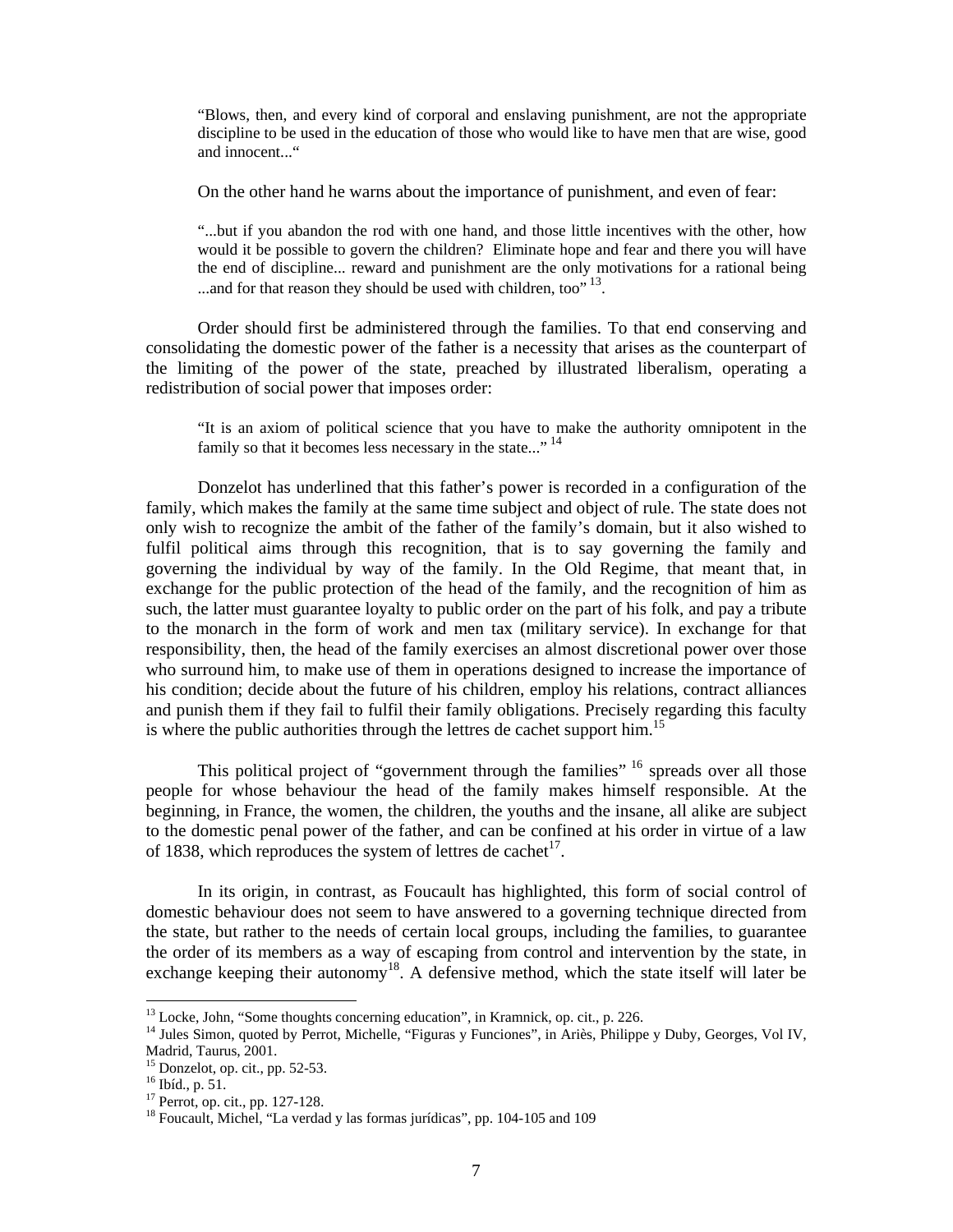> "Blows, then, and every kind of corporal and enslaving punishment, are not the appropriate discipline to be used in the education of those who would like to have men that are wise, good and innocent..."

On the other hand he warns about the importance of punishment, and even of fear:

> "...but if you abandon the rod with one hand, and those little incentives with the other, how would it be possible to govern the children? Eliminate hope and fear and there you will have the end of discipline... reward and punishment are the only motivations for a rational being ...and for that reason they should be used with children, too" [13].

Order should first be administered through the families. To that end conserving and consolidating the domestic power of the father is a necessity that arises as the counterpart of the limiting of the power of the state, preached by illustrated liberalism, operating a redistribution of social power that imposes order:

> "It is an axiom of political science that you have to make the authority omnipotent in the family so that it becomes less necessary in the state..." [14]

Donzelot has underlined that this father's power is recorded in a configuration of the family, which makes the family at the same time subject and object of rule. The state does not only wish to recognize the ambit of the father of the family's domain, but it also wished to fulfil political aims through this recognition, that is to say governing the family and governing the individual by way of the family. In the Old Regime, that meant that, in exchange for the public protection of the head of the family, and the recognition of him as such, the latter must guarantee loyalty to public order on the part of his folk, and pay a tribute to the monarch in the form of work and men tax (military service). In exchange for that responsibility, then, the head of the family exercises an almost discretional power over those who surround him, to make use of them in operations designed to increase the importance of his condition; decide about the future of his children, employ his relations, contract alliances and punish them if they fail to fulfil their family obligations. Precisely regarding this faculty is where the public authorities through the lettres de cachet support him.[15]

This political project of "government through the families" [16] spreads over all those people for whose behaviour the head of the family makes himself responsible. At the beginning, in France, the women, the children, the youths and the insane, all alike are subject to the domestic penal power of the father, and can be confined at his order in virtue of a law of 1838, which reproduces the system of lettres de cachet[17].

In its origin, in contrast, as Foucault has highlighted, this form of social control of domestic behaviour does not seem to have answered to a governing technique directed from the state, but rather to the needs of certain local groups, including the families, to guarantee the order of its members as a way of escaping from control and intervention by the state, in exchange keeping their autonomy[18]. A defensive method, which the state itself will later be

---

[13] Locke, John, "Some thoughts concerning education", in Kramnick, op. cit., p. 226.
[14] Jules Simon, quoted by Perrot, Michelle, "Figuras y Funciones", in Ariès, Philippe y Duby, Georges, Vol IV, Madrid, Taurus, 2001.
[15] Donzelot, op. cit., pp. 52-53.
[16] Ibíd., p. 51.
[17] Perrot, op. cit., pp. 127-128.
[18] Foucault, Michel, "La verdad y las formas jurídicas", pp. 104-105 and 109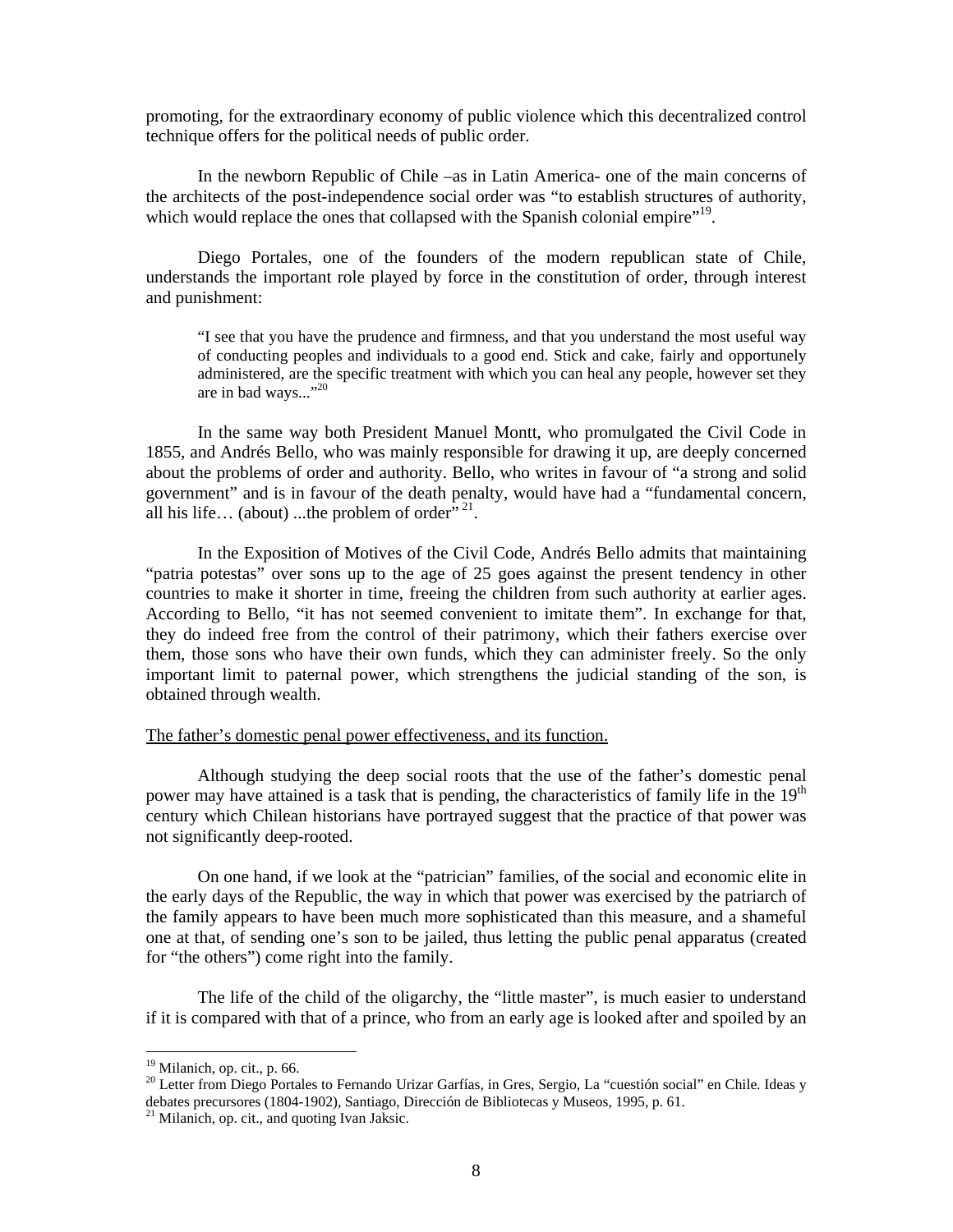promoting, for the extraordinary economy of public violence which this decentralized control technique offers for the political needs of public order.

In the newborn Republic of Chile –as in Latin America- one of the main concerns of the architects of the post-independence social order was "to establish structures of authority, which would replace the ones that collapsed with the Spanish colonial empire"[19].

Diego Portales, one of the founders of the modern republican state of Chile, understands the important role played by force in the constitution of order, through interest and punishment:

> "I see that you have the prudence and firmness, and that you understand the most useful way of conducting peoples and individuals to a good end. Stick and cake, fairly and opportunely administered, are the specific treatment with which you can heal any people, however set they are in bad ways..."[20]

In the same way both President Manuel Montt, who promulgated the Civil Code in 1855, and Andrés Bello, who was mainly responsible for drawing it up, are deeply concerned about the problems of order and authority. Bello, who writes in favour of "a strong and solid government" and is in favour of the death penalty, would have had a "fundamental concern, all his life… (about) ...the problem of order"[21].

In the Exposition of Motives of the Civil Code, Andrés Bello admits that maintaining "patria potestas" over sons up to the age of 25 goes against the present tendency in other countries to make it shorter in time, freeing the children from such authority at earlier ages. According to Bello, "it has not seemed convenient to imitate them". In exchange for that, they do indeed free from the control of their patrimony, which their fathers exercise over them, those sons who have their own funds, which they can administer freely. So the only important limit to paternal power, which strengthens the judicial standing of the son, is obtained through wealth.

<u>The father's domestic penal power effectiveness, and its function.</u>

Although studying the deep social roots that the use of the father's domestic penal power may have attained is a task that is pending, the characteristics of family life in the 19th century which Chilean historians have portrayed suggest that the practice of that power was not significantly deep-rooted.

On one hand, if we look at the "patrician" families, of the social and economic elite in the early days of the Republic, the way in which that power was exercised by the patriarch of the family appears to have been much more sophisticated than this measure, and a shameful one at that, of sending one's son to be jailed, thus letting the public penal apparatus (created for "the others") come right into the family.

The life of the child of the oligarchy, the "little master", is much easier to understand if it is compared with that of a prince, who from an early age is looked after and spoiled by an

---

[19] Milanich, op. cit., p. 66.

[20] Letter from Diego Portales to Fernando Urizar Garfías, in Gres, Sergio, La "cuestión social" en Chile. Ideas y debates precursores (1804-1902), Santiago, Dirección de Bibliotecas y Museos, 1995, p. 61.

[21] Milanich, op. cit., and quoting Ivan Jaksic.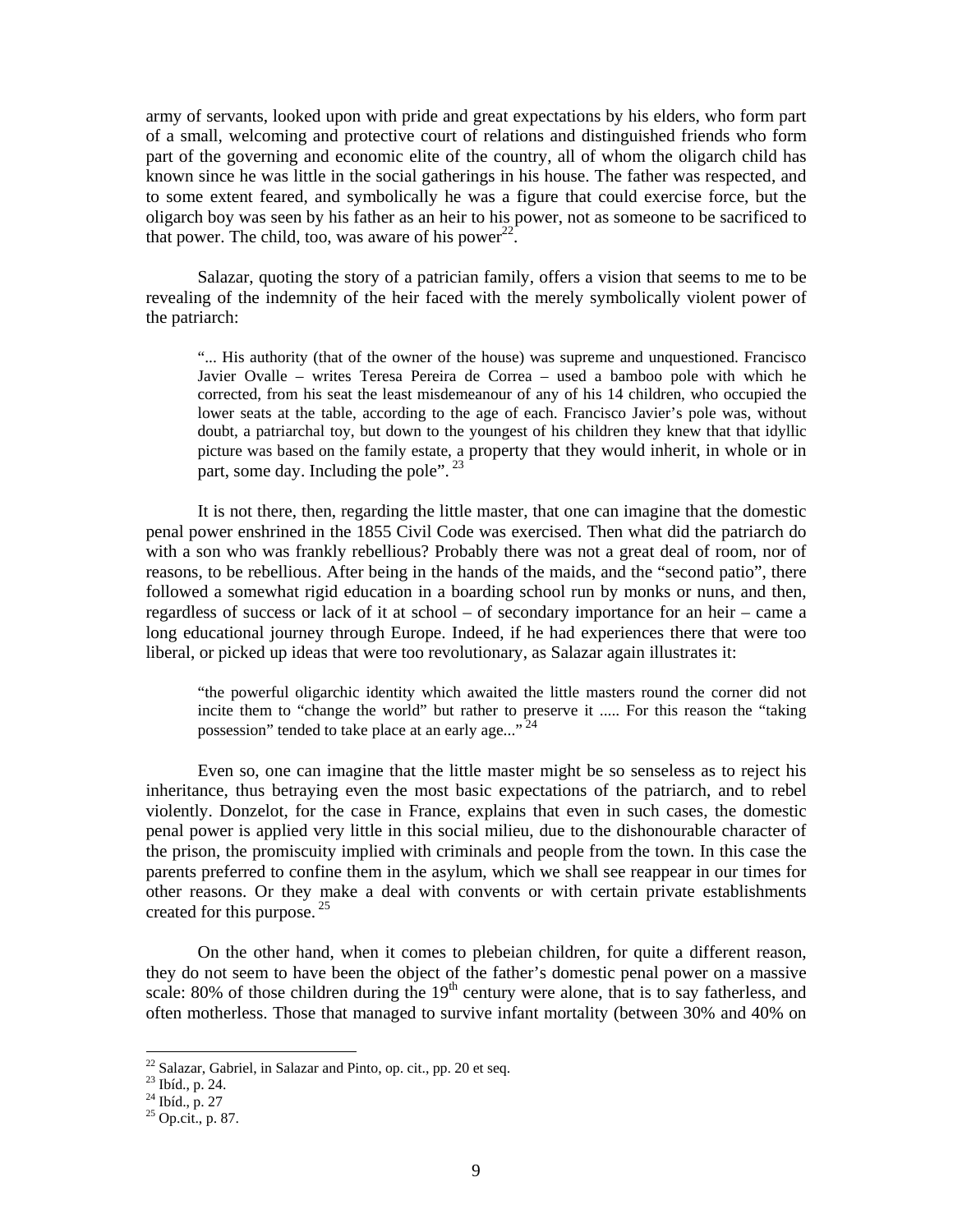army of servants, looked upon with pride and great expectations by his elders, who form part of a small, welcoming and protective court of relations and distinguished friends who form part of the governing and economic elite of the country, all of whom the oligarch child has known since he was little in the social gatherings in his house. The father was respected, and to some extent feared, and symbolically he was a figure that could exercise force, but the oligarch boy was seen by his father as an heir to his power, not as someone to be sacrificed to that power. The child, too, was aware of his power[22].

Salazar, quoting the story of a patrician family, offers a vision that seems to me to be revealing of the indemnity of the heir faced with the merely symbolically violent power of the patriarch:

> "... His authority (that of the owner of the house) was supreme and unquestioned. Francisco Javier Ovalle – writes Teresa Pereira de Correa – used a bamboo pole with which he corrected, from his seat the least misdemeanour of any of his 14 children, who occupied the lower seats at the table, according to the age of each. Francisco Javier's pole was, without doubt, a patriarchal toy, but down to the youngest of his children they knew that that idyllic picture was based on the family estate, a property that they would inherit, in whole or in part, some day. Including the pole". [23]

It is not there, then, regarding the little master, that one can imagine that the domestic penal power enshrined in the 1855 Civil Code was exercised. Then what did the patriarch do with a son who was frankly rebellious? Probably there was not a great deal of room, nor of reasons, to be rebellious. After being in the hands of the maids, and the "second patio", there followed a somewhat rigid education in a boarding school run by monks or nuns, and then, regardless of success or lack of it at school – of secondary importance for an heir – came a long educational journey through Europe. Indeed, if he had experiences there that were too liberal, or picked up ideas that were too revolutionary, as Salazar again illustrates it:

> "the powerful oligarchic identity which awaited the little masters round the corner did not incite them to "change the world" but rather to preserve it ..... For this reason the "taking possession" tended to take place at an early age..." [24]

Even so, one can imagine that the little master might be so senseless as to reject his inheritance, thus betraying even the most basic expectations of the patriarch, and to rebel violently. Donzelot, for the case in France, explains that even in such cases, the domestic penal power is applied very little in this social milieu, due to the dishonourable character of the prison, the promiscuity implied with criminals and people from the town. In this case the parents preferred to confine them in the asylum, which we shall see reappear in our times for other reasons. Or they make a deal with convents or with certain private establishments created for this purpose. [25]

On the other hand, when it comes to plebeian children, for quite a different reason, they do not seem to have been the object of the father's domestic penal power on a massive scale: 80% of those children during the 19th century were alone, that is to say fatherless, and often motherless. Those that managed to survive infant mortality (between 30% and 40% on

---

[22] Salazar, Gabriel, in Salazar and Pinto, op. cit., pp. 20 et seq.

[23] Ibíd., p. 24.

[24] Ibíd., p. 27

[25] Op.cit., p. 87.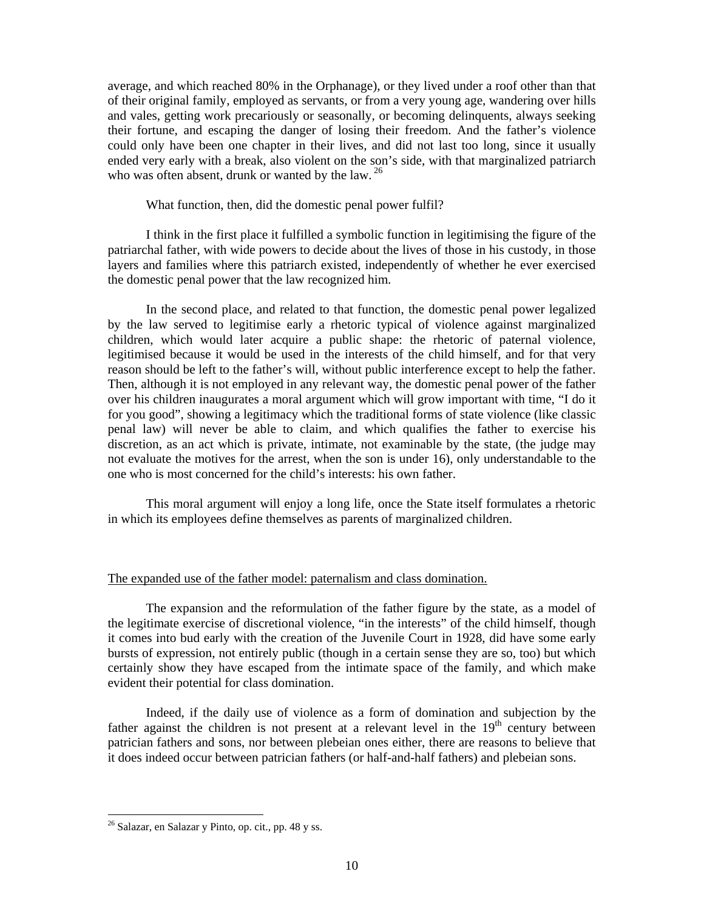average, and which reached 80% in the Orphanage), or they lived under a roof other than that of their original family, employed as servants, or from a very young age, wandering over hills and vales, getting work precariously or seasonally, or becoming delinquents, always seeking their fortune, and escaping the danger of losing their freedom. And the father's violence could only have been one chapter in their lives, and did not last too long, since it usually ended very early with a break, also violent on the son's side, with that marginalized patriarch who was often absent, drunk or wanted by the law. [26]

What function, then, did the domestic penal power fulfil?

I think in the first place it fulfilled a symbolic function in legitimising the figure of the patriarchal father, with wide powers to decide about the lives of those in his custody, in those layers and families where this patriarch existed, independently of whether he ever exercised the domestic penal power that the law recognized him.

In the second place, and related to that function, the domestic penal power legalized by the law served to legitimise early a rhetoric typical of violence against marginalized children, which would later acquire a public shape: the rhetoric of paternal violence, legitimised because it would be used in the interests of the child himself, and for that very reason should be left to the father's will, without public interference except to help the father. Then, although it is not employed in any relevant way, the domestic penal power of the father over his children inaugurates a moral argument which will grow important with time, "I do it for you good", showing a legitimacy which the traditional forms of state violence (like classic penal law) will never be able to claim, and which qualifies the father to exercise his discretion, as an act which is private, intimate, not examinable by the state, (the judge may not evaluate the motives for the arrest, when the son is under 16), only understandable to the one who is most concerned for the child's interests: his own father.

This moral argument will enjoy a long life, once the State itself formulates a rhetoric in which its employees define themselves as parents of marginalized children.

## The expanded use of the father model: paternalism and class domination.

The expansion and the reformulation of the father figure by the state, as a model of the legitimate exercise of discretional violence, "in the interests" of the child himself, though it comes into bud early with the creation of the Juvenile Court in 1928, did have some early bursts of expression, not entirely public (though in a certain sense they are so, too) but which certainly show they have escaped from the intimate space of the family, and which make evident their potential for class domination.

Indeed, if the daily use of violence as a form of domination and subjection by the father against the children is not present at a relevant level in the 19th century between patrician fathers and sons, nor between plebeian ones either, there are reasons to believe that it does indeed occur between patrician fathers (or half-and-half fathers) and plebeian sons.

---

[26] Salazar, en Salazar y Pinto, op. cit., pp. 48 y ss.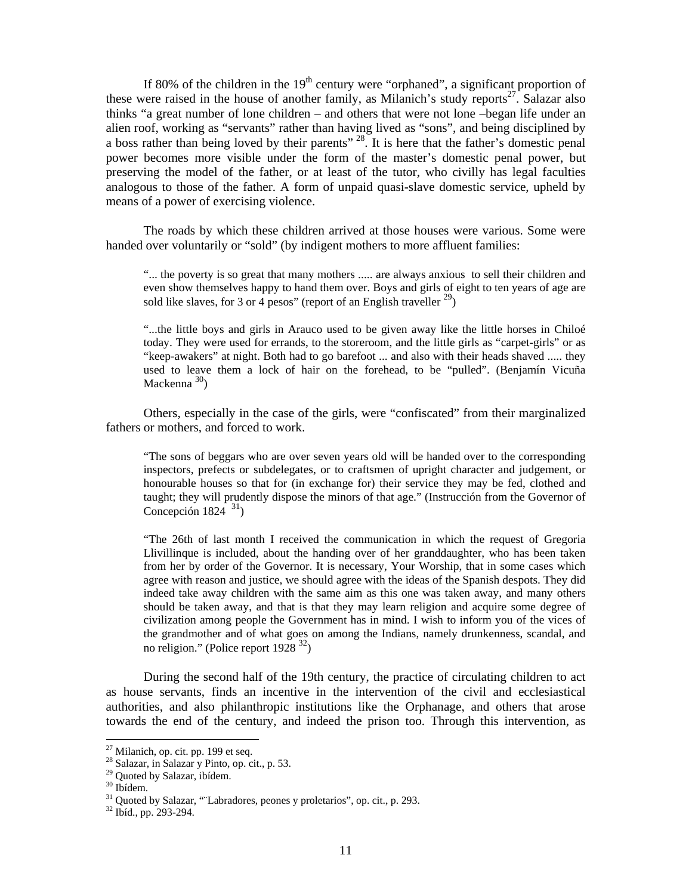If 80% of the children in the 19$^{th}$ century were "orphaned", a significant proportion of these were raised in the house of another family, as Milanich's study reports[27]. Salazar also thinks "a great number of lone children – and others that were not lone –began life under an alien roof, working as "servants" rather than having lived as "sons", and being disciplined by a boss rather than being loved by their parents" [28]. It is here that the father's domestic penal power becomes more visible under the form of the master's domestic penal power, but preserving the model of the father, or at least of the tutor, who civilly has legal faculties analogous to those of the father. A form of unpaid quasi-slave domestic service, upheld by means of a power of exercising violence.

The roads by which these children arrived at those houses were various. Some were handed over voluntarily or "sold" (by indigent mothers to more affluent families:

> "... the poverty is so great that many mothers ..... are always anxious to sell their children and even show themselves happy to hand them over. Boys and girls of eight to ten years of age are sold like slaves, for 3 or 4 pesos" (report of an English traveller [29])

> "...the little boys and girls in Arauco used to be given away like the little horses in Chiloé today. They were used for errands, to the storeroom, and the little girls as "carpet-girls" or as "keep-awakers" at night. Both had to go barefoot ... and also with their heads shaved ..... they used to leave them a lock of hair on the forehead, to be "pulled". (Benjamín Vicuña Mackenna [30])

Others, especially in the case of the girls, were "confiscated" from their marginalized fathers or mothers, and forced to work.

> "The sons of beggars who are over seven years old will be handed over to the corresponding inspectors, prefects or subdelegates, or to craftsmen of upright character and judgement, or honourable houses so that for (in exchange for) their service they may be fed, clothed and taught; they will prudently dispose the minors of that age." (Instrucción from the Governor of Concepción 1824 [31])

> "The 26th of last month I received the communication in which the request of Gregoria Llivillinque is included, about the handing over of her granddaughter, who has been taken from her by order of the Governor. It is necessary, Your Worship, that in some cases which agree with reason and justice, we should agree with the ideas of the Spanish despots. They did indeed take away children with the same aim as this one was taken away, and many others should be taken away, and that is that they may learn religion and acquire some degree of civilization among people the Government has in mind. I wish to inform you of the vices of the grandmother and of what goes on among the Indians, namely drunkenness, scandal, and no religion." (Police report 1928 [32])

During the second half of the 19th century, the practice of circulating children to act as house servants, finds an incentive in the intervention of the civil and ecclesiastical authorities, and also philanthropic institutions like the Orphanage, and others that arose towards the end of the century, and indeed the prison too. Through this intervention, as

---

[27] Milanich, op. cit. pp. 199 et seq.
[28] Salazar, in Salazar y Pinto, op. cit., p. 53.
[29] Quoted by Salazar, ibídem.
[30] Ibídem.
[31] Quoted by Salazar, "¨Labradores, peones y proletarios", op. cit., p. 293.
[32] Ibíd., pp. 293-294.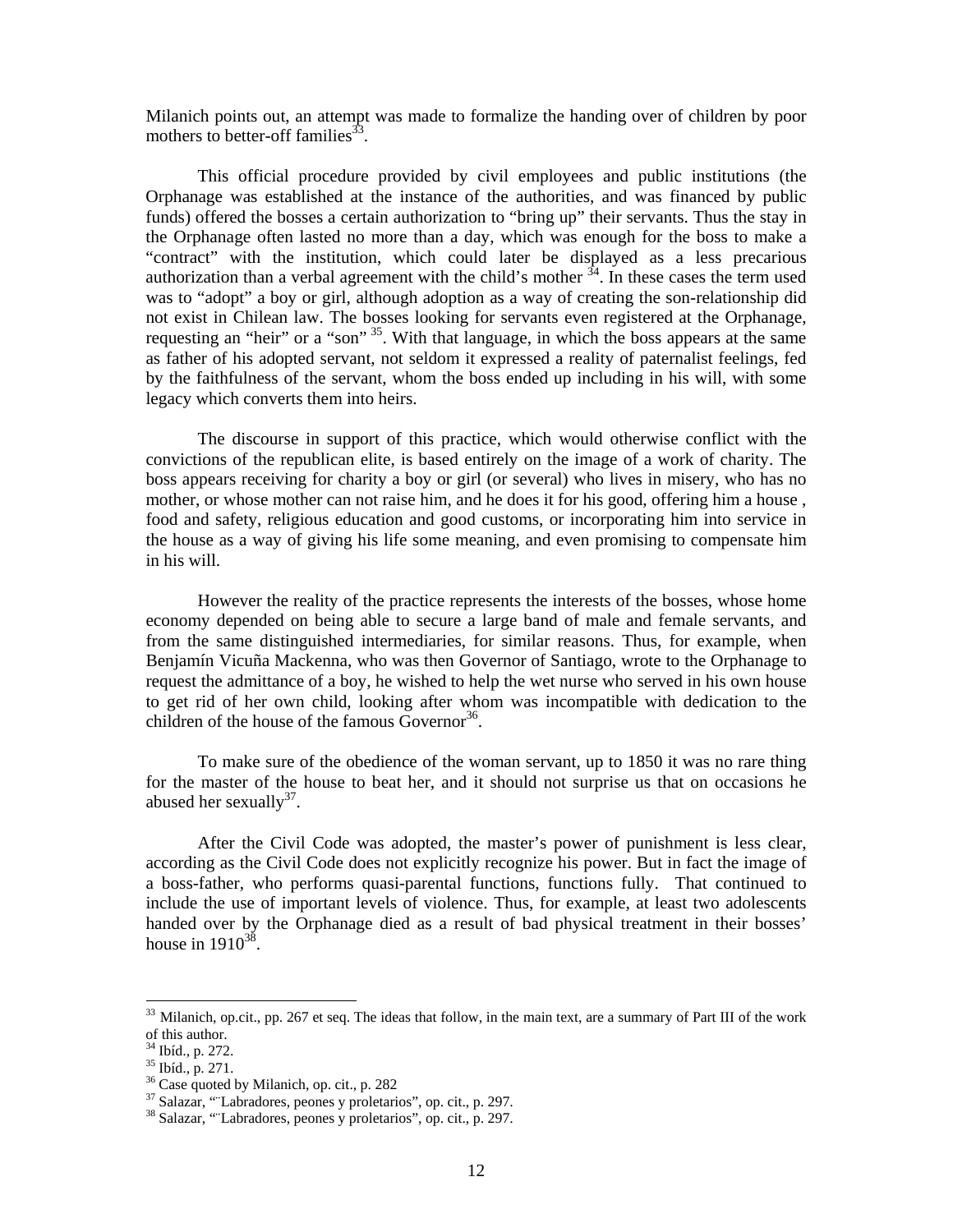Milanich points out, an attempt was made to formalize the handing over of children by poor mothers to better-off families[33].

This official procedure provided by civil employees and public institutions (the Orphanage was established at the instance of the authorities, and was financed by public funds) offered the bosses a certain authorization to "bring up" their servants. Thus the stay in the Orphanage often lasted no more than a day, which was enough for the boss to make a "contract" with the institution, which could later be displayed as a less precarious authorization than a verbal agreement with the child's mother [34]. In these cases the term used was to "adopt" a boy or girl, although adoption as a way of creating the son-relationship did not exist in Chilean law. The bosses looking for servants even registered at the Orphanage, requesting an "heir" or a "son" [35]. With that language, in which the boss appears at the same as father of his adopted servant, not seldom it expressed a reality of paternalist feelings, fed by the faithfulness of the servant, whom the boss ended up including in his will, with some legacy which converts them into heirs.

The discourse in support of this practice, which would otherwise conflict with the convictions of the republican elite, is based entirely on the image of a work of charity. The boss appears receiving for charity a boy or girl (or several) who lives in misery, who has no mother, or whose mother can not raise him, and he does it for his good, offering him a house , food and safety, religious education and good customs, or incorporating him into service in the house as a way of giving his life some meaning, and even promising to compensate him in his will.

However the reality of the practice represents the interests of the bosses, whose home economy depended on being able to secure a large band of male and female servants, and from the same distinguished intermediaries, for similar reasons. Thus, for example, when Benjamín Vicuña Mackenna, who was then Governor of Santiago, wrote to the Orphanage to request the admittance of a boy, he wished to help the wet nurse who served in his own house to get rid of her own child, looking after whom was incompatible with dedication to the children of the house of the famous Governor[36].

To make sure of the obedience of the woman servant, up to 1850 it was no rare thing for the master of the house to beat her, and it should not surprise us that on occasions he abused her sexually[37].

After the Civil Code was adopted, the master's power of punishment is less clear, according as the Civil Code does not explicitly recognize his power. But in fact the image of a boss-father, who performs quasi-parental functions, functions fully. That continued to include the use of important levels of violence. Thus, for example, at least two adolescents handed over by the Orphanage died as a result of bad physical treatment in their bosses' house in 1910[38].

---

[33] Milanich, op.cit., pp. 267 et seq. The ideas that follow, in the main text, are a summary of Part III of the work of this author.

[34] Ibíd., p. 272.

[35] Ibíd., p. 271.

[36] Case quoted by Milanich, op. cit., p. 282

[37] Salazar, "¨Labradores, peones y proletarios", op. cit., p. 297.

[38] Salazar, "¨Labradores, peones y proletarios", op. cit., p. 297.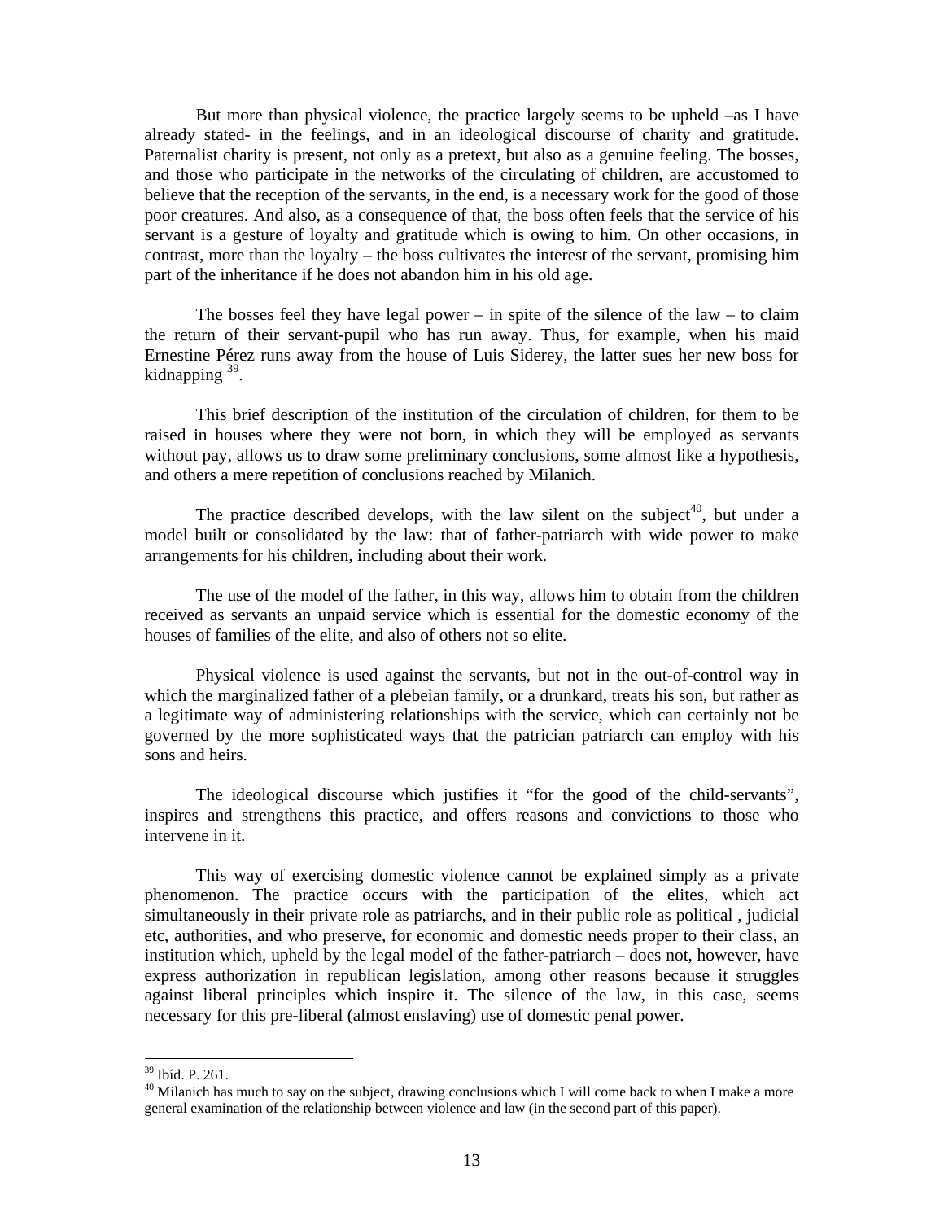But more than physical violence, the practice largely seems to be upheld –as I have already stated- in the feelings, and in an ideological discourse of charity and gratitude. Paternalist charity is present, not only as a pretext, but also as a genuine feeling. The bosses, and those who participate in the networks of the circulating of children, are accustomed to believe that the reception of the servants, in the end, is a necessary work for the good of those poor creatures. And also, as a consequence of that, the boss often feels that the service of his servant is a gesture of loyalty and gratitude which is owing to him. On other occasions, in contrast, more than the loyalty – the boss cultivates the interest of the servant, promising him part of the inheritance if he does not abandon him in his old age.

The bosses feel they have legal power – in spite of the silence of the law – to claim the return of their servant-pupil who has run away. Thus, for example, when his maid Ernestine Pérez runs away from the house of Luis Siderey, the latter sues her new boss for kidnapping [39].

This brief description of the institution of the circulation of children, for them to be raised in houses where they were not born, in which they will be employed as servants without pay, allows us to draw some preliminary conclusions, some almost like a hypothesis, and others a mere repetition of conclusions reached by Milanich.

The practice described develops, with the law silent on the subject[40], but under a model built or consolidated by the law: that of father-patriarch with wide power to make arrangements for his children, including about their work.

The use of the model of the father, in this way, allows him to obtain from the children received as servants an unpaid service which is essential for the domestic economy of the houses of families of the elite, and also of others not so elite.

Physical violence is used against the servants, but not in the out-of-control way in which the marginalized father of a plebeian family, or a drunkard, treats his son, but rather as a legitimate way of administering relationships with the service, which can certainly not be governed by the more sophisticated ways that the patrician patriarch can employ with his sons and heirs.

The ideological discourse which justifies it "for the good of the child-servants", inspires and strengthens this practice, and offers reasons and convictions to those who intervene in it.

This way of exercising domestic violence cannot be explained simply as a private phenomenon. The practice occurs with the participation of the elites, which act simultaneously in their private role as patriarchs, and in their public role as political , judicial etc, authorities, and who preserve, for economic and domestic needs proper to their class, an institution which, upheld by the legal model of the father-patriarch – does not, however, have express authorization in republican legislation, among other reasons because it struggles against liberal principles which inspire it. The silence of the law, in this case, seems necessary for this pre-liberal (almost enslaving) use of domestic penal power.

---

[39] Ibíd. P. 261.

[40] Milanich has much to say on the subject, drawing conclusions which I will come back to when I make a more general examination of the relationship between violence and law (in the second part of this paper).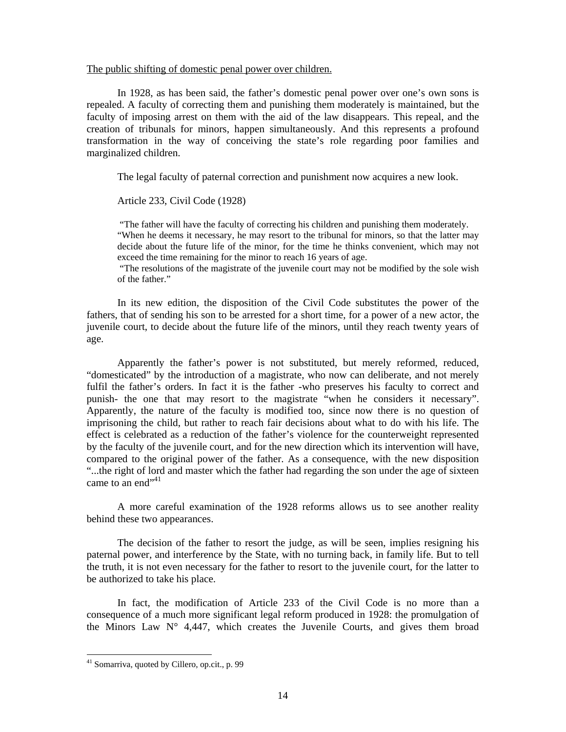The public shifting of domestic penal power over children.

In 1928, as has been said, the father's domestic penal power over one's own sons is repealed. A faculty of correcting them and punishing them moderately is maintained, but the faculty of imposing arrest on them with the aid of the law disappears. This repeal, and the creation of tribunals for minors, happen simultaneously. And this represents a profound transformation in the way of conceiving the state's role regarding poor families and marginalized children.

The legal faculty of paternal correction and punishment now acquires a new look.

Article 233, Civil Code (1928)

> "The father will have the faculty of correcting his children and punishing them moderately.
> "When he deems it necessary, he may resort to the tribunal for minors, so that the latter may decide about the future life of the minor, for the time he thinks convenient, which may not exceed the time remaining for the minor to reach 16 years of age.
> "The resolutions of the magistrate of the juvenile court may not be modified by the sole wish of the father."

In its new edition, the disposition of the Civil Code substitutes the power of the fathers, that of sending his son to be arrested for a short time, for a power of a new actor, the juvenile court, to decide about the future life of the minors, until they reach twenty years of age.

Apparently the father's power is not substituted, but merely reformed, reduced, "domesticated" by the introduction of a magistrate, who now can deliberate, and not merely fulfil the father's orders. In fact it is the father -who preserves his faculty to correct and punish- the one that may resort to the magistrate "when he considers it necessary". Apparently, the nature of the faculty is modified too, since now there is no question of imprisoning the child, but rather to reach fair decisions about what to do with his life. The effect is celebrated as a reduction of the father's violence for the counterweight represented by the faculty of the juvenile court, and for the new direction which its intervention will have, compared to the original power of the father. As a consequence, with the new disposition "...the right of lord and master which the father had regarding the son under the age of sixteen came to an end"[41]

A more careful examination of the 1928 reforms allows us to see another reality behind these two appearances.

The decision of the father to resort the judge, as will be seen, implies resigning his paternal power, and interference by the State, with no turning back, in family life. But to tell the truth, it is not even necessary for the father to resort to the juvenile court, for the latter to be authorized to take his place.

In fact, the modification of Article 233 of the Civil Code is no more than a consequence of a much more significant legal reform produced in 1928: the promulgation of the Minors Law N° 4,447, which creates the Juvenile Courts, and gives them broad

---

[41] Somarriva, quoted by Cillero, op.cit., p. 99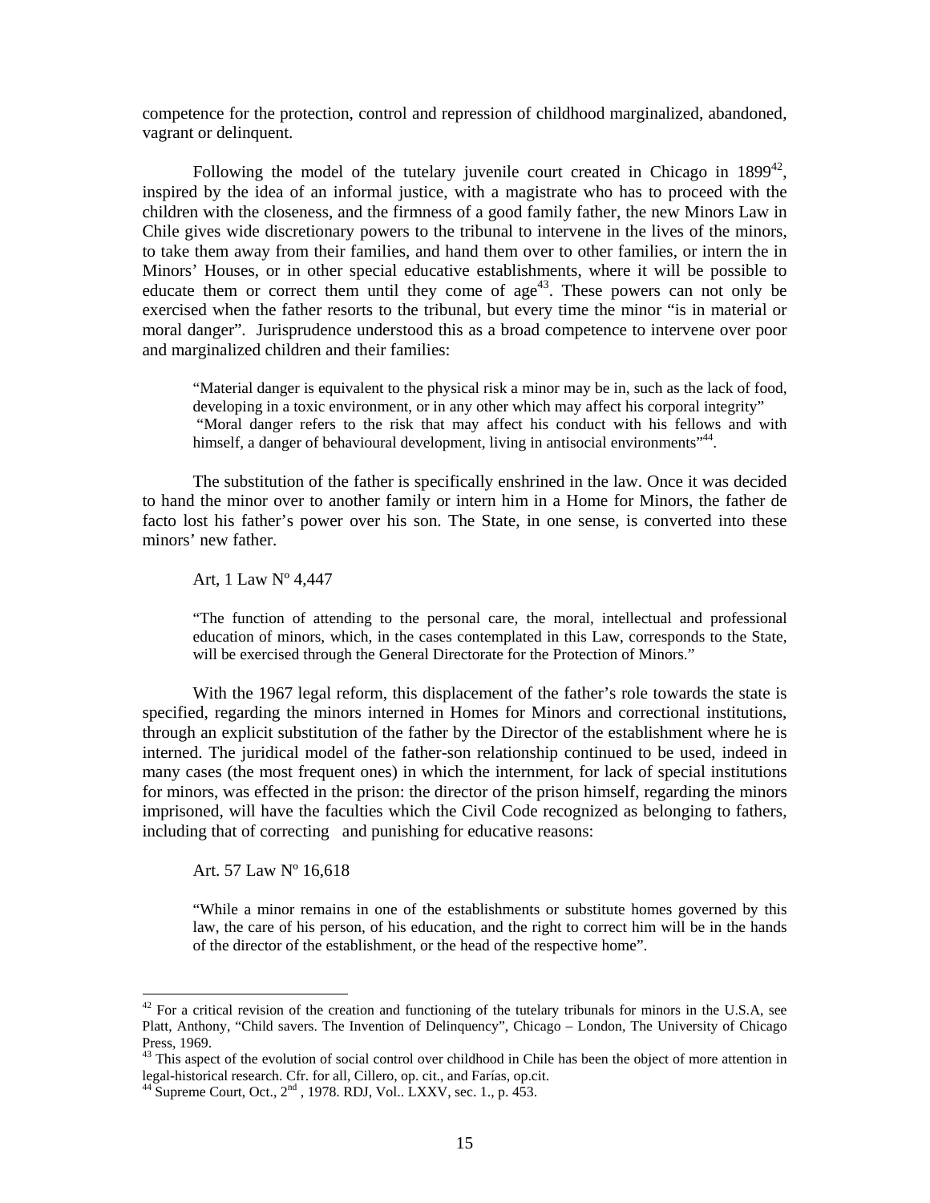competence for the protection, control and repression of childhood marginalized, abandoned, vagrant or delinquent.

Following the model of the tutelary juvenile court created in Chicago in 1899[42], inspired by the idea of an informal justice, with a magistrate who has to proceed with the children with the closeness, and the firmness of a good family father, the new Minors Law in Chile gives wide discretionary powers to the tribunal to intervene in the lives of the minors, to take them away from their families, and hand them over to other families, or intern the in Minors' Houses, or in other special educative establishments, where it will be possible to educate them or correct them until they come of age[43]. These powers can not only be exercised when the father resorts to the tribunal, but every time the minor "is in material or moral danger". Jurisprudence understood this as a broad competence to intervene over poor and marginalized children and their families:

> "Material danger is equivalent to the physical risk a minor may be in, such as the lack of food, developing in a toxic environment, or in any other which may affect his corporal integrity"
> "Moral danger refers to the risk that may affect his conduct with his fellows and with himself, a danger of behavioural development, living in antisocial environments"[44].

The substitution of the father is specifically enshrined in the law. Once it was decided to hand the minor over to another family or intern him in a Home for Minors, the father de facto lost his father's power over his son. The State, in one sense, is converted into these minors' new father.

> Art, 1 Law Nº 4,447
>
> "The function of attending to the personal care, the moral, intellectual and professional education of minors, which, in the cases contemplated in this Law, corresponds to the State, will be exercised through the General Directorate for the Protection of Minors."

With the 1967 legal reform, this displacement of the father's role towards the state is specified, regarding the minors interned in Homes for Minors and correctional institutions, through an explicit substitution of the father by the Director of the establishment where he is interned. The juridical model of the father-son relationship continued to be used, indeed in many cases (the most frequent ones) in which the internment, for lack of special institutions for minors, was effected in the prison: the director of the prison himself, regarding the minors imprisoned, will have the faculties which the Civil Code recognized as belonging to fathers, including that of correcting and punishing for educative reasons:

> Art. 57 Law Nº 16,618
>
> "While a minor remains in one of the establishments or substitute homes governed by this law, the care of his person, of his education, and the right to correct him will be in the hands of the director of the establishment, or the head of the respective home".

---

[42] For a critical revision of the creation and functioning of the tutelary tribunals for minors in the U.S.A, see Platt, Anthony, "Child savers. The Invention of Delinquency", Chicago – London, The University of Chicago Press, 1969.

[43] This aspect of the evolution of social control over childhood in Chile has been the object of more attention in legal-historical research. Cfr. for all, Cillero, op. cit., and Farías, op.cit.

[44] Supreme Court, Oct., 2nd , 1978. RDJ, Vol.. LXXV, sec. 1., p. 453.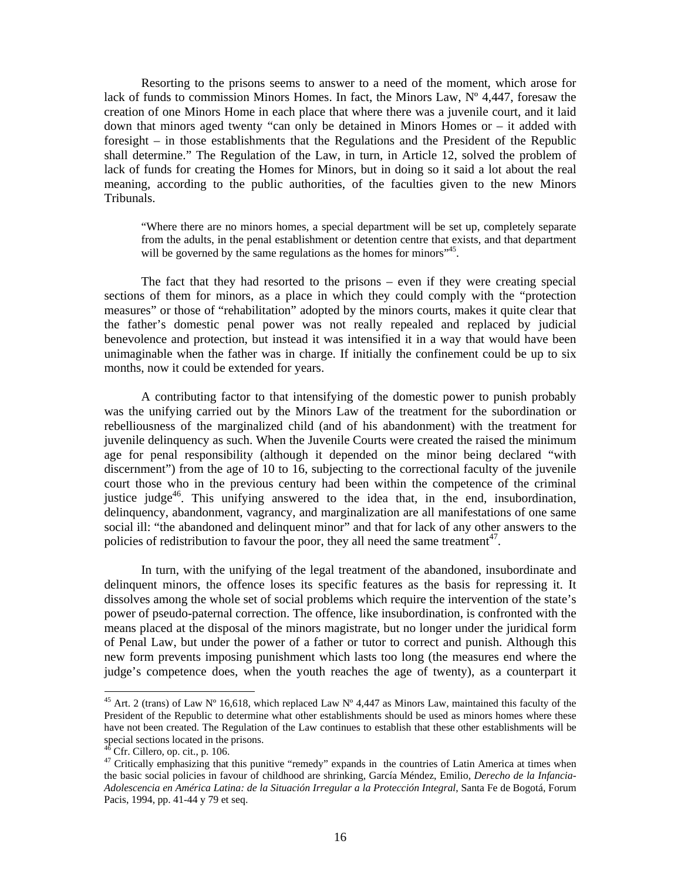Resorting to the prisons seems to answer to a need of the moment, which arose for lack of funds to commission Minors Homes. In fact, the Minors Law, Nº 4,447, foresaw the creation of one Minors Home in each place that where there was a juvenile court, and it laid down that minors aged twenty "can only be detained in Minors Homes or – it added with foresight – in those establishments that the Regulations and the President of the Republic shall determine." The Regulation of the Law, in turn, in Article 12, solved the problem of lack of funds for creating the Homes for Minors, but in doing so it said a lot about the real meaning, according to the public authorities, of the faculties given to the new Minors Tribunals.

> "Where there are no minors homes, a special department will be set up, completely separate from the adults, in the penal establishment or detention centre that exists, and that department will be governed by the same regulations as the homes for minors"[45].

The fact that they had resorted to the prisons – even if they were creating special sections of them for minors, as a place in which they could comply with the "protection measures" or those of "rehabilitation" adopted by the minors courts, makes it quite clear that the father's domestic penal power was not really repealed and replaced by judicial benevolence and protection, but instead it was intensified it in a way that would have been unimaginable when the father was in charge. If initially the confinement could be up to six months, now it could be extended for years.

A contributing factor to that intensifying of the domestic power to punish probably was the unifying carried out by the Minors Law of the treatment for the subordination or rebelliousness of the marginalized child (and of his abandonment) with the treatment for juvenile delinquency as such. When the Juvenile Courts were created the raised the minimum age for penal responsibility (although it depended on the minor being declared "with discernment") from the age of 10 to 16, subjecting to the correctional faculty of the juvenile court those who in the previous century had been within the competence of the criminal justice judge[46]. This unifying answered to the idea that, in the end, insubordination, delinquency, abandonment, vagrancy, and marginalization are all manifestations of one same social ill: "the abandoned and delinquent minor" and that for lack of any other answers to the policies of redistribution to favour the poor, they all need the same treatment[47].

In turn, with the unifying of the legal treatment of the abandoned, insubordinate and delinquent minors, the offence loses its specific features as the basis for repressing it. It dissolves among the whole set of social problems which require the intervention of the state's power of pseudo-paternal correction. The offence, like insubordination, is confronted with the means placed at the disposal of the minors magistrate, but no longer under the juridical form of Penal Law, but under the power of a father or tutor to correct and punish. Although this new form prevents imposing punishment which lasts too long (the measures end where the judge's competence does, when the youth reaches the age of twenty), as a counterpart it

---

[45] Art. 2 (trans) of Law Nº 16,618, which replaced Law Nº 4,447 as Minors Law, maintained this faculty of the President of the Republic to determine what other establishments should be used as minors homes where these have not been created. The Regulation of the Law continues to establish that these other establishments will be special sections located in the prisons.

[46] Cfr. Cillero, op. cit., p. 106.

[47] Critically emphasizing that this punitive "remedy" expands in the countries of Latin America at times when the basic social policies in favour of childhood are shrinking, García Méndez, Emilio, *Derecho de la Infancia-Adolescencia en América Latina: de la Situación Irregular a la Protección Integral*, Santa Fe de Bogotá, Forum Pacis, 1994, pp. 41-44 y 79 et seq.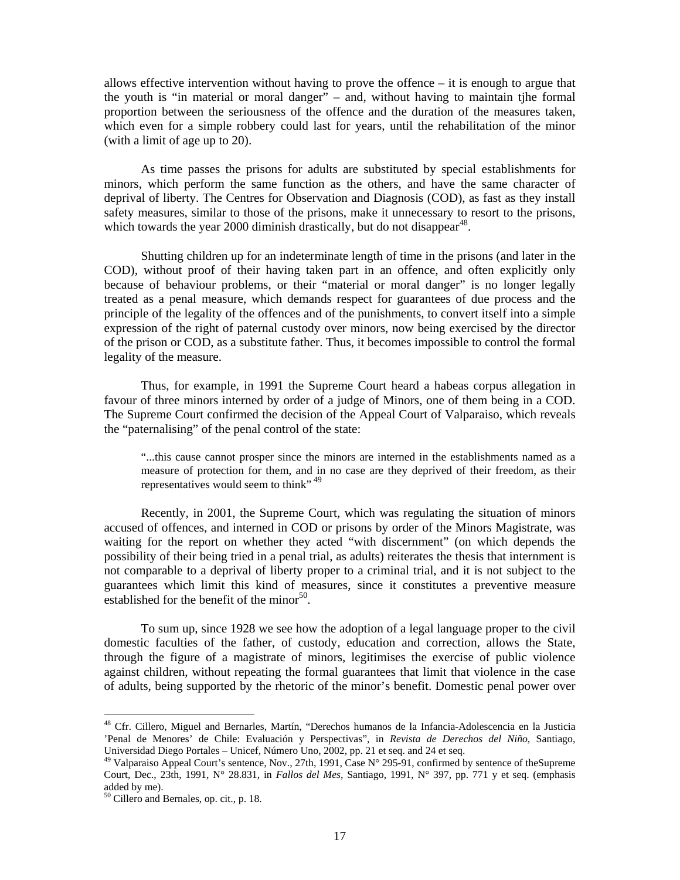allows effective intervention without having to prove the offence – it is enough to argue that the youth is "in material or moral danger" – and, without having to maintain tjhe formal proportion between the seriousness of the offence and the duration of the measures taken, which even for a simple robbery could last for years, until the rehabilitation of the minor (with a limit of age up to 20).

As time passes the prisons for adults are substituted by special establishments for minors, which perform the same function as the others, and have the same character of deprival of liberty. The Centres for Observation and Diagnosis (COD), as fast as they install safety measures, similar to those of the prisons, make it unnecessary to resort to the prisons, which towards the year 2000 diminish drastically, but do not disappear[48].

Shutting children up for an indeterminate length of time in the prisons (and later in the COD), without proof of their having taken part in an offence, and often explicitly only because of behaviour problems, or their "material or moral danger" is no longer legally treated as a penal measure, which demands respect for guarantees of due process and the principle of the legality of the offences and of the punishments, to convert itself into a simple expression of the right of paternal custody over minors, now being exercised by the director of the prison or COD, as a substitute father. Thus, it becomes impossible to control the formal legality of the measure.

Thus, for example, in 1991 the Supreme Court heard a habeas corpus allegation in favour of three minors interned by order of a judge of Minors, one of them being in a COD. The Supreme Court confirmed the decision of the Appeal Court of Valparaiso, which reveals the "paternalising" of the penal control of the state:

> "...this cause cannot prosper since the minors are interned in the establishments named as a measure of protection for them, and in no case are they deprived of their freedom, as their representatives would seem to think" [49]

Recently, in 2001, the Supreme Court, which was regulating the situation of minors accused of offences, and interned in COD or prisons by order of the Minors Magistrate, was waiting for the report on whether they acted "with discernment" (on which depends the possibility of their being tried in a penal trial, as adults) reiterates the thesis that internment is not comparable to a deprival of liberty proper to a criminal trial, and it is not subject to the guarantees which limit this kind of measures, since it constitutes a preventive measure established for the benefit of the minor[50].

To sum up, since 1928 we see how the adoption of a legal language proper to the civil domestic faculties of the father, of custody, education and correction, allows the State, through the figure of a magistrate of minors, legitimises the exercise of public violence against children, without repeating the formal guarantees that limit that violence in the case of adults, being supported by the rhetoric of the minor's benefit. Domestic penal power over

---

[48] Cfr. Cillero, Miguel and Bernarles, Martín, "Derechos humanos de la Infancia-Adolescencia en la Justicia 'Penal de Menores' de Chile: Evaluación y Perspectivas", in *Revista de Derechos del Niño*, Santiago, Universidad Diego Portales – Unicef, Número Uno, 2002, pp. 21 et seq. and 24 et seq.

[49] Valparaiso Appeal Court's sentence, Nov., 27th, 1991, Case N° 295-91, confirmed by sentence of theSupreme Court, Dec., 23th, 1991, N° 28.831, in *Fallos del Mes*, Santiago, 1991, N° 397, pp. 771 y et seq. (emphasis added by me).

[50] Cillero and Bernales, op. cit., p. 18.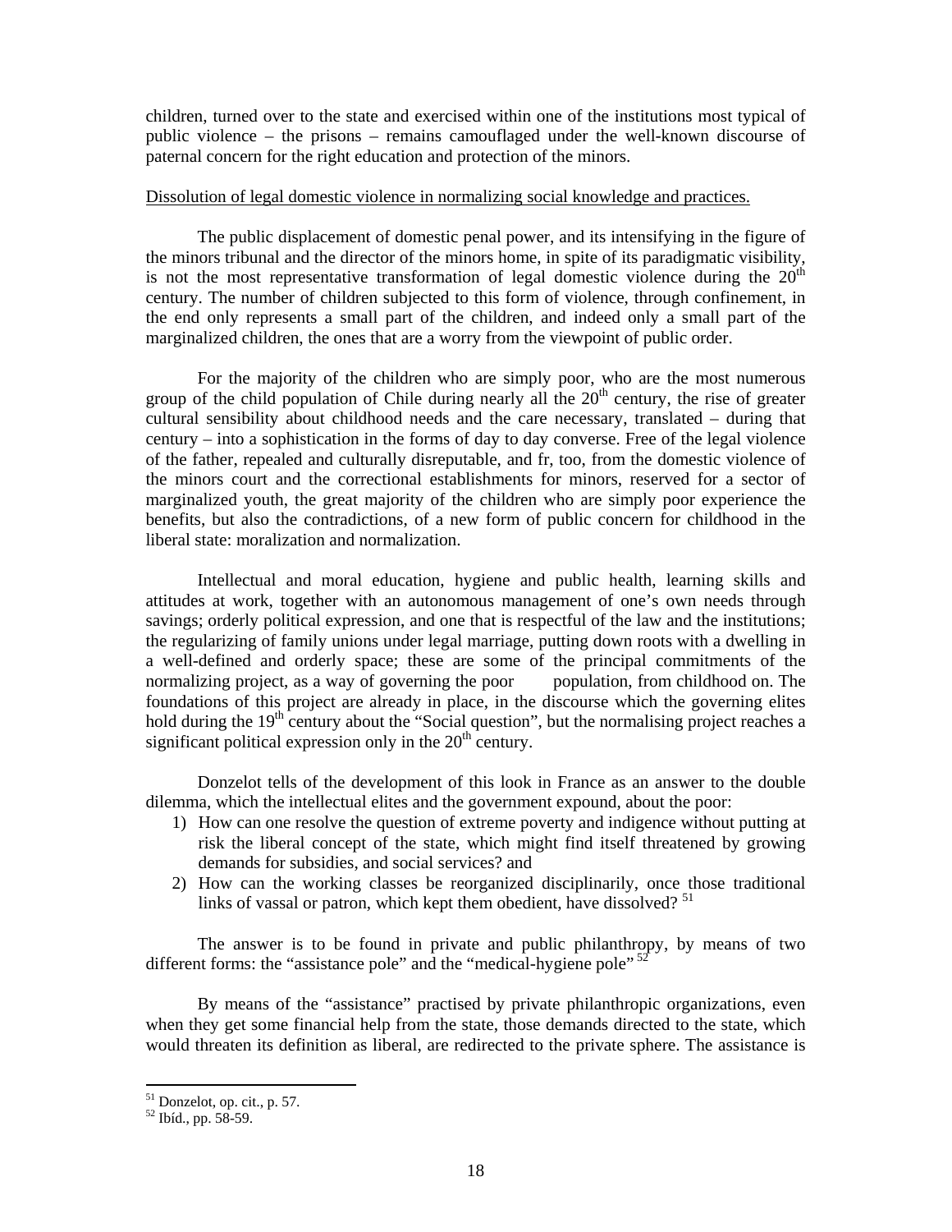children, turned over to the state and exercised within one of the institutions most typical of public violence – the prisons – remains camouflaged under the well-known discourse of paternal concern for the right education and protection of the minors.

<u>Dissolution of legal domestic violence in normalizing social knowledge and practices.</u>

The public displacement of domestic penal power, and its intensifying in the figure of the minors tribunal and the director of the minors home, in spite of its paradigmatic visibility, is not the most representative transformation of legal domestic violence during the 20th century. The number of children subjected to this form of violence, through confinement, in the end only represents a small part of the children, and indeed only a small part of the marginalized children, the ones that are a worry from the viewpoint of public order.

For the majority of the children who are simply poor, who are the most numerous group of the child population of Chile during nearly all the 20th century, the rise of greater cultural sensibility about childhood needs and the care necessary, translated – during that century – into a sophistication in the forms of day to day converse. Free of the legal violence of the father, repealed and culturally disreputable, and fr, too, from the domestic violence of the minors court and the correctional establishments for minors, reserved for a sector of marginalized youth, the great majority of the children who are simply poor experience the benefits, but also the contradictions, of a new form of public concern for childhood in the liberal state: moralization and normalization.

Intellectual and moral education, hygiene and public health, learning skills and attitudes at work, together with an autonomous management of one's own needs through savings; orderly political expression, and one that is respectful of the law and the institutions; the regularizing of family unions under legal marriage, putting down roots with a dwelling in a well-defined and orderly space; these are some of the principal commitments of the normalizing project, as a way of governing the poor population, from childhood on. The foundations of this project are already in place, in the discourse which the governing elites hold during the 19th century about the "Social question", but the normalising project reaches a significant political expression only in the 20th century.

Donzelot tells of the development of this look in France as an answer to the double dilemma, which the intellectual elites and the government expound, about the poor:

1) How can one resolve the question of extreme poverty and indigence without putting at risk the liberal concept of the state, which might find itself threatened by growing demands for subsidies, and social services? and
2) How can the working classes be reorganized disciplinarily, once those traditional links of vassal or patron, which kept them obedient, have dissolved? [51]

The answer is to be found in private and public philanthropy, by means of two different forms: the "assistance pole" and the "medical-hygiene pole" [52]

By means of the "assistance" practised by private philanthropic organizations, even when they get some financial help from the state, those demands directed to the state, which would threaten its definition as liberal, are redirected to the private sphere. The assistance is

---

[51] Donzelot, op. cit., p. 57.

[52] Ibíd., pp. 58-59.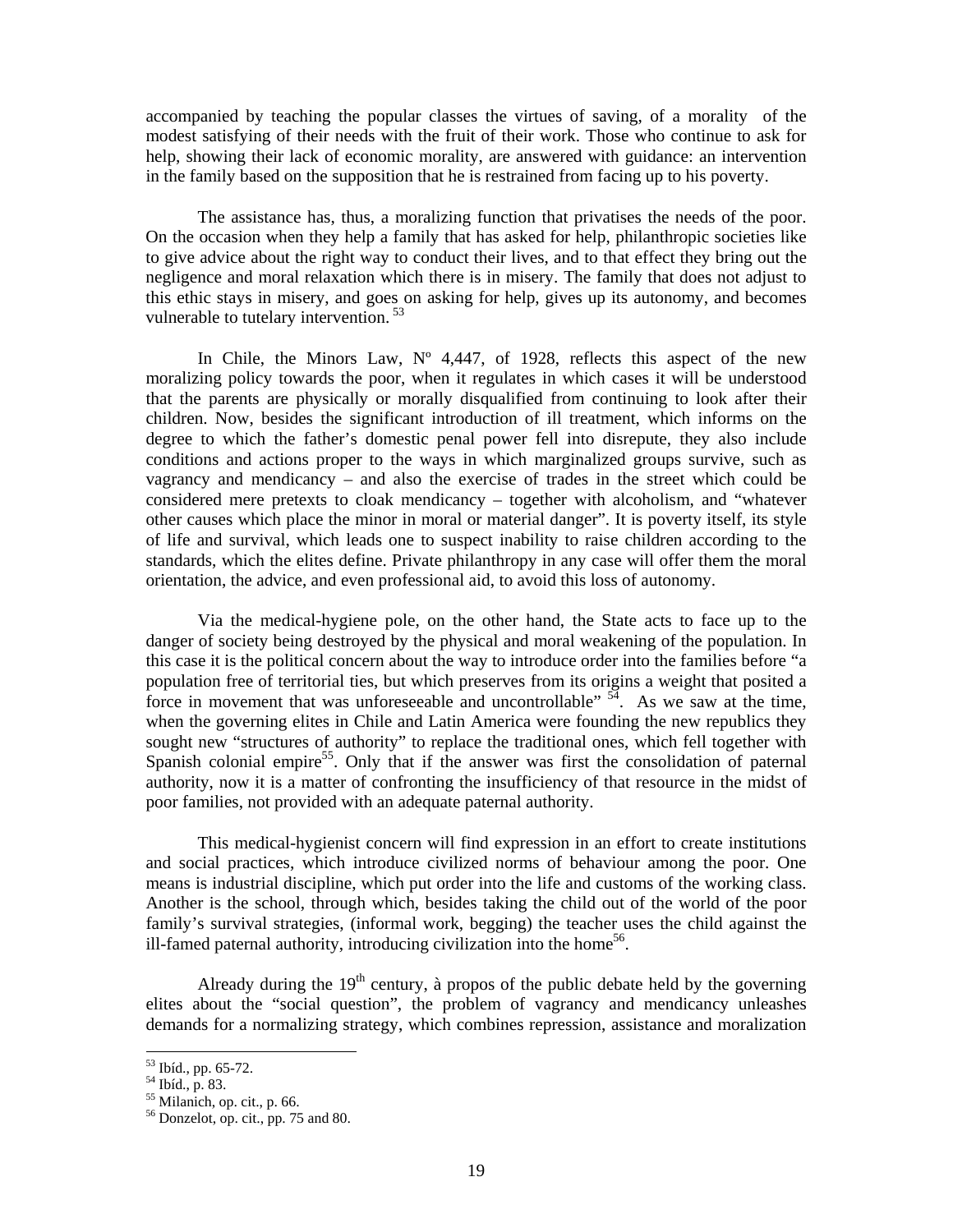accompanied by teaching the popular classes the virtues of saving, of a morality of the modest satisfying of their needs with the fruit of their work. Those who continue to ask for help, showing their lack of economic morality, are answered with guidance: an intervention in the family based on the supposition that he is restrained from facing up to his poverty.

The assistance has, thus, a moralizing function that privatises the needs of the poor. On the occasion when they help a family that has asked for help, philanthropic societies like to give advice about the right way to conduct their lives, and to that effect they bring out the negligence and moral relaxation which there is in misery. The family that does not adjust to this ethic stays in misery, and goes on asking for help, gives up its autonomy, and becomes vulnerable to tutelary intervention. [53]

In Chile, the Minors Law, Nº 4,447, of 1928, reflects this aspect of the new moralizing policy towards the poor, when it regulates in which cases it will be understood that the parents are physically or morally disqualified from continuing to look after their children. Now, besides the significant introduction of ill treatment, which informs on the degree to which the father's domestic penal power fell into disrepute, they also include conditions and actions proper to the ways in which marginalized groups survive, such as vagrancy and mendicancy – and also the exercise of trades in the street which could be considered mere pretexts to cloak mendicancy – together with alcoholism, and "whatever other causes which place the minor in moral or material danger". It is poverty itself, its style of life and survival, which leads one to suspect inability to raise children according to the standards, which the elites define. Private philanthropy in any case will offer them the moral orientation, the advice, and even professional aid, to avoid this loss of autonomy.

Via the medical-hygiene pole, on the other hand, the State acts to face up to the danger of society being destroyed by the physical and moral weakening of the population. In this case it is the political concern about the way to introduce order into the families before "a population free of territorial ties, but which preserves from its origins a weight that posited a force in movement that was unforeseeable and uncontrollable" [54]. As we saw at the time, when the governing elites in Chile and Latin America were founding the new republics they sought new "structures of authority" to replace the traditional ones, which fell together with Spanish colonial empire[55]. Only that if the answer was first the consolidation of paternal authority, now it is a matter of confronting the insufficiency of that resource in the midst of poor families, not provided with an adequate paternal authority.

This medical-hygienist concern will find expression in an effort to create institutions and social practices, which introduce civilized norms of behaviour among the poor. One means is industrial discipline, which put order into the life and customs of the working class. Another is the school, through which, besides taking the child out of the world of the poor family's survival strategies, (informal work, begging) the teacher uses the child against the ill-famed paternal authority, introducing civilization into the home[56].

Already during the 19th century, à propos of the public debate held by the governing elites about the "social question", the problem of vagrancy and mendicancy unleashes demands for a normalizing strategy, which combines repression, assistance and moralization

---

[53] Ibíd., pp. 65-72.

[54] Ibíd., p. 83.

[55] Milanich, op. cit., p. 66.

[56] Donzelot, op. cit., pp. 75 and 80.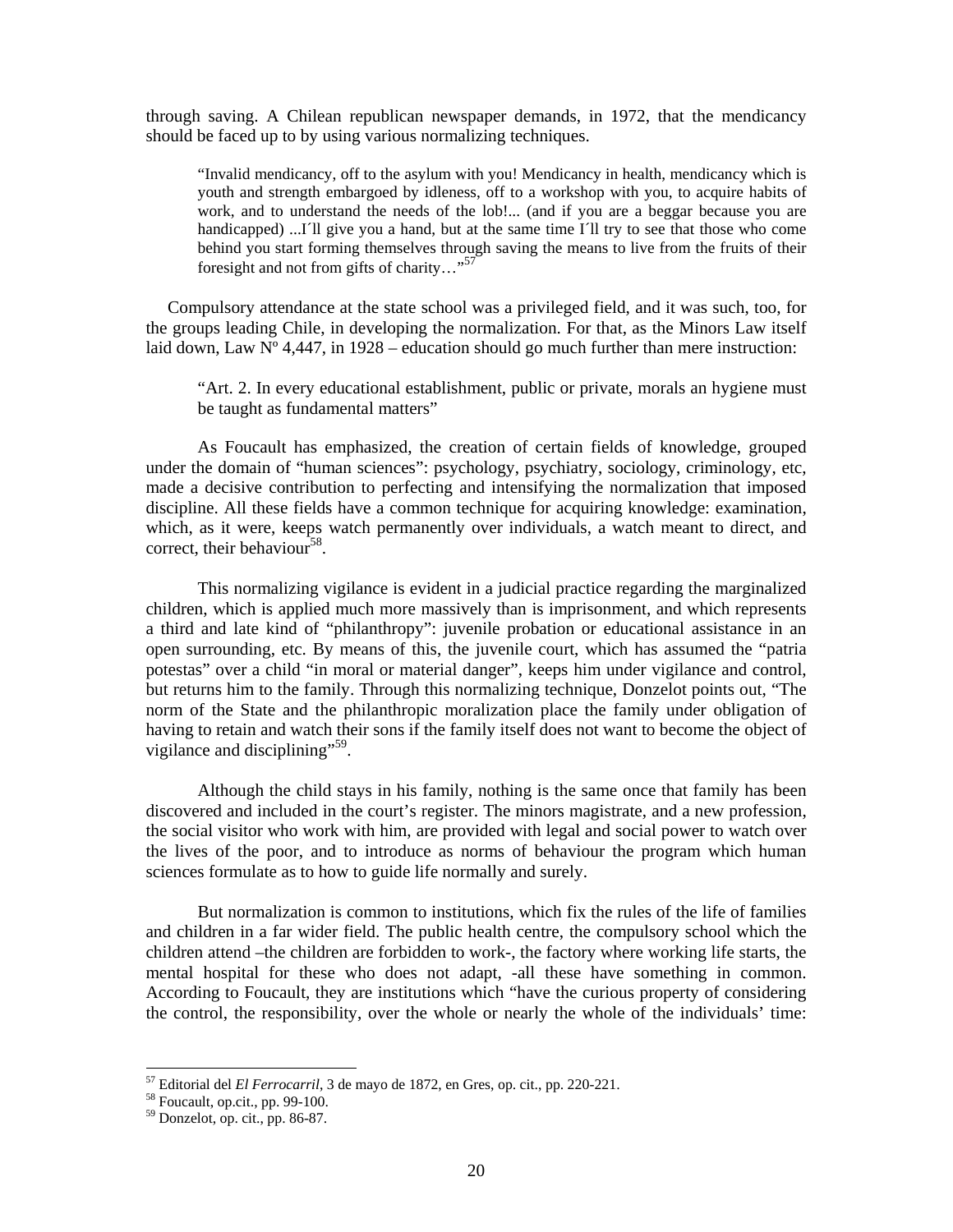through saving. A Chilean republican newspaper demands, in 1972, that the mendicancy should be faced up to by using various normalizing techniques.

> "Invalid mendicancy, off to the asylum with you! Mendicancy in health, mendicancy which is youth and strength embargoed by idleness, off to a workshop with you, to acquire habits of work, and to understand the needs of the lob!... (and if you are a beggar because you are handicapped) ...I´ll give you a hand, but at the same time I´ll try to see that those who come behind you start forming themselves through saving the means to live from the fruits of their foresight and not from gifts of charity…"[57]

Compulsory attendance at the state school was a privileged field, and it was such, too, for the groups leading Chile, in developing the normalization. For that, as the Minors Law itself laid down, Law Nº 4,447, in 1928 – education should go much further than mere instruction:

> "Art. 2. In every educational establishment, public or private, morals an hygiene must be taught as fundamental matters"

As Foucault has emphasized, the creation of certain fields of knowledge, grouped under the domain of "human sciences": psychology, psychiatry, sociology, criminology, etc, made a decisive contribution to perfecting and intensifying the normalization that imposed discipline. All these fields have a common technique for acquiring knowledge: examination, which, as it were, keeps watch permanently over individuals, a watch meant to direct, and correct, their behaviour[58].

This normalizing vigilance is evident in a judicial practice regarding the marginalized children, which is applied much more massively than is imprisonment, and which represents a third and late kind of "philanthropy": juvenile probation or educational assistance in an open surrounding, etc. By means of this, the juvenile court, which has assumed the "patria potestas" over a child "in moral or material danger", keeps him under vigilance and control, but returns him to the family. Through this normalizing technique, Donzelot points out, "The norm of the State and the philanthropic moralization place the family under obligation of having to retain and watch their sons if the family itself does not want to become the object of vigilance and disciplining"[59].

Although the child stays in his family, nothing is the same once that family has been discovered and included in the court's register. The minors magistrate, and a new profession, the social visitor who work with him, are provided with legal and social power to watch over the lives of the poor, and to introduce as norms of behaviour the program which human sciences formulate as to how to guide life normally and surely.

But normalization is common to institutions, which fix the rules of the life of families and children in a far wider field. The public health centre, the compulsory school which the children attend –the children are forbidden to work-, the factory where working life starts, the mental hospital for these who does not adapt, -all these have something in common. According to Foucault, they are institutions which "have the curious property of considering the control, the responsibility, over the whole or nearly the whole of the individuals' time:

---

[57] Editorial del *El Ferrocarril*, 3 de mayo de 1872, en Gres, op. cit., pp. 220-221.

[58] Foucault, op.cit., pp. 99-100.

[59] Donzelot, op. cit., pp. 86-87.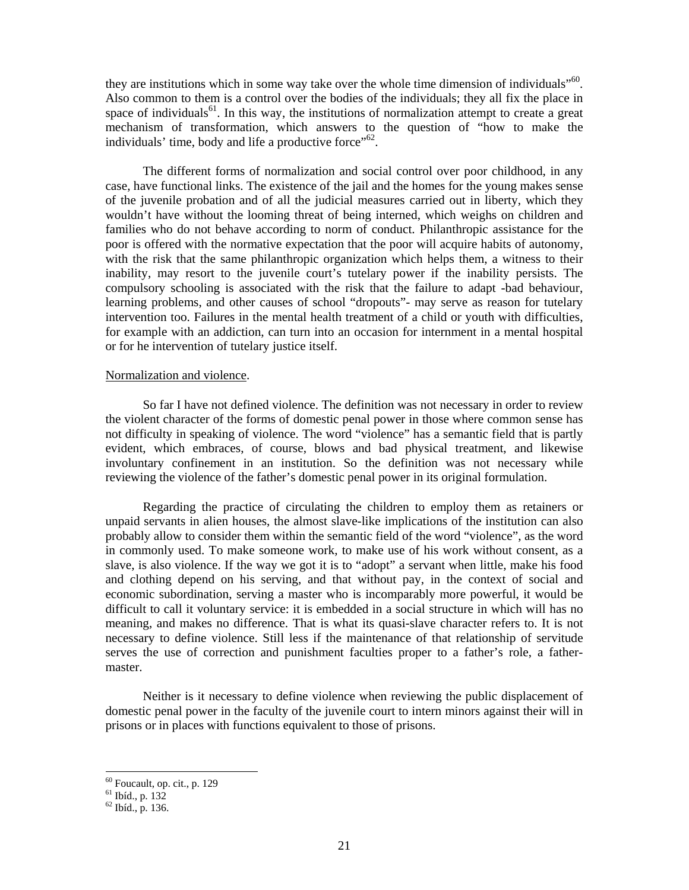they are institutions which in some way take over the whole time dimension of individuals"[60]. Also common to them is a control over the bodies of the individuals; they all fix the place in space of individuals[61]. In this way, the institutions of normalization attempt to create a great mechanism of transformation, which answers to the question of "how to make the individuals' time, body and life a productive force"[62].

The different forms of normalization and social control over poor childhood, in any case, have functional links. The existence of the jail and the homes for the young makes sense of the juvenile probation and of all the judicial measures carried out in liberty, which they wouldn't have without the looming threat of being interned, which weighs on children and families who do not behave according to norm of conduct. Philanthropic assistance for the poor is offered with the normative expectation that the poor will acquire habits of autonomy, with the risk that the same philanthropic organization which helps them, a witness to their inability, may resort to the juvenile court's tutelary power if the inability persists. The compulsory schooling is associated with the risk that the failure to adapt -bad behaviour, learning problems, and other causes of school "dropouts"- may serve as reason for tutelary intervention too. Failures in the mental health treatment of a child or youth with difficulties, for example with an addiction, can turn into an occasion for internment in a mental hospital or for he intervention of tutelary justice itself.

Normalization and violence.

So far I have not defined violence. The definition was not necessary in order to review the violent character of the forms of domestic penal power in those where common sense has not difficulty in speaking of violence. The word "violence" has a semantic field that is partly evident, which embraces, of course, blows and bad physical treatment, and likewise involuntary confinement in an institution. So the definition was not necessary while reviewing the violence of the father's domestic penal power in its original formulation.

Regarding the practice of circulating the children to employ them as retainers or unpaid servants in alien houses, the almost slave-like implications of the institution can also probably allow to consider them within the semantic field of the word "violence", as the word in commonly used. To make someone work, to make use of his work without consent, as a slave, is also violence. If the way we got it is to "adopt" a servant when little, make his food and clothing depend on his serving, and that without pay, in the context of social and economic subordination, serving a master who is incomparably more powerful, it would be difficult to call it voluntary service: it is embedded in a social structure in which will has no meaning, and makes no difference. That is what its quasi-slave character refers to. It is not necessary to define violence. Still less if the maintenance of that relationship of servitude serves the use of correction and punishment faculties proper to a father's role, a father-master.

Neither is it necessary to define violence when reviewing the public displacement of domestic penal power in the faculty of the juvenile court to intern minors against their will in prisons or in places with functions equivalent to those of prisons.

[60] Foucault, op. cit., p. 129
[61] Ibíd., p. 132
[62] Ibíd., p. 136.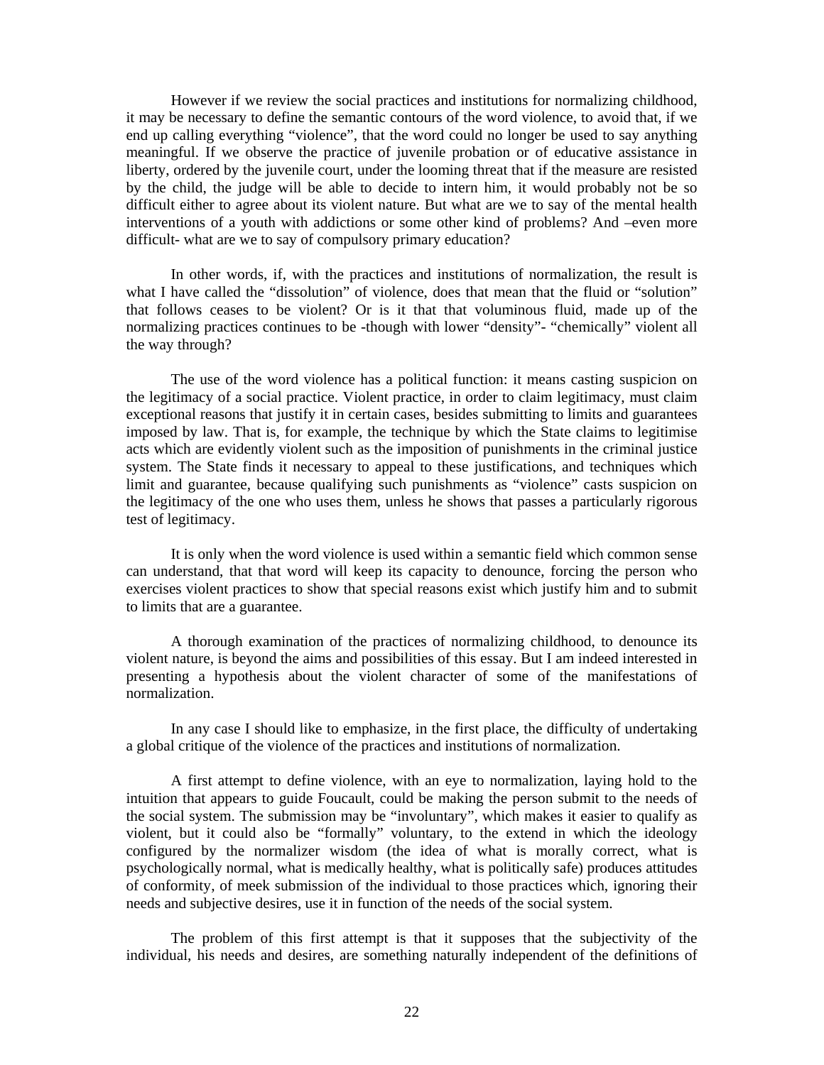However if we review the social practices and institutions for normalizing childhood, it may be necessary to define the semantic contours of the word violence, to avoid that, if we end up calling everything "violence", that the word could no longer be used to say anything meaningful. If we observe the practice of juvenile probation or of educative assistance in liberty, ordered by the juvenile court, under the looming threat that if the measure are resisted by the child, the judge will be able to decide to intern him, it would probably not be so difficult either to agree about its violent nature. But what are we to say of the mental health interventions of a youth with addictions or some other kind of problems? And –even more difficult- what are we to say of compulsory primary education?

In other words, if, with the practices and institutions of normalization, the result is what I have called the "dissolution" of violence, does that mean that the fluid or "solution" that follows ceases to be violent? Or is it that that voluminous fluid, made up of the normalizing practices continues to be -though with lower "density"- "chemically" violent all the way through?

The use of the word violence has a political function: it means casting suspicion on the legitimacy of a social practice. Violent practice, in order to claim legitimacy, must claim exceptional reasons that justify it in certain cases, besides submitting to limits and guarantees imposed by law. That is, for example, the technique by which the State claims to legitimise acts which are evidently violent such as the imposition of punishments in the criminal justice system. The State finds it necessary to appeal to these justifications, and techniques which limit and guarantee, because qualifying such punishments as "violence" casts suspicion on the legitimacy of the one who uses them, unless he shows that passes a particularly rigorous test of legitimacy.

It is only when the word violence is used within a semantic field which common sense can understand, that that word will keep its capacity to denounce, forcing the person who exercises violent practices to show that special reasons exist which justify him and to submit to limits that are a guarantee.

A thorough examination of the practices of normalizing childhood, to denounce its violent nature, is beyond the aims and possibilities of this essay. But I am indeed interested in presenting a hypothesis about the violent character of some of the manifestations of normalization.

In any case I should like to emphasize, in the first place, the difficulty of undertaking a global critique of the violence of the practices and institutions of normalization.

A first attempt to define violence, with an eye to normalization, laying hold to the intuition that appears to guide Foucault, could be making the person submit to the needs of the social system. The submission may be "involuntary", which makes it easier to qualify as violent, but it could also be "formally" voluntary, to the extend in which the ideology configured by the normalizer wisdom (the idea of what is morally correct, what is psychologically normal, what is medically healthy, what is politically safe) produces attitudes of conformity, of meek submission of the individual to those practices which, ignoring their needs and subjective desires, use it in function of the needs of the social system.

The problem of this first attempt is that it supposes that the subjectivity of the individual, his needs and desires, are something naturally independent of the definitions of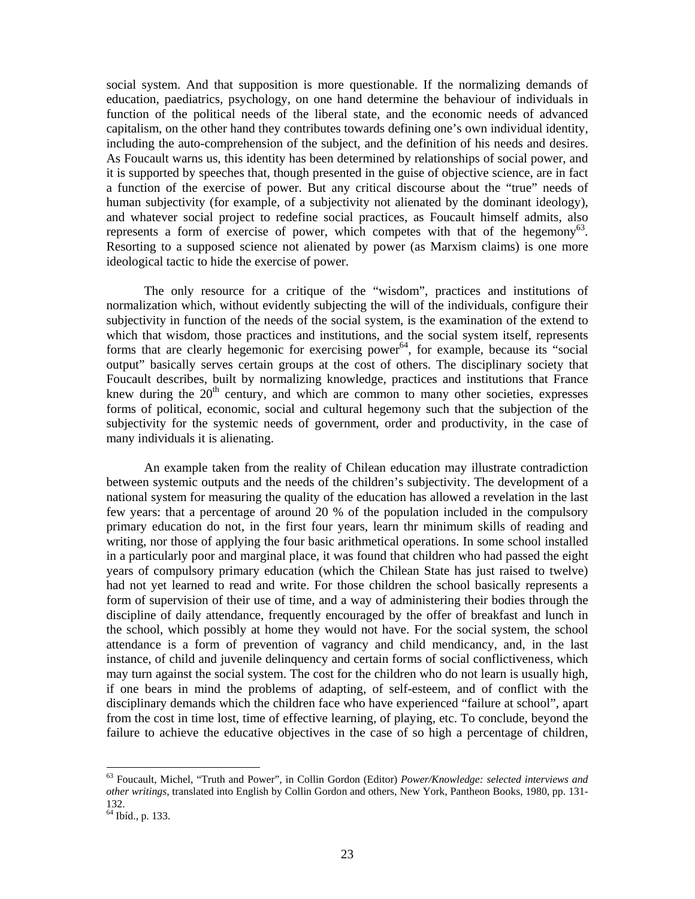social system. And that supposition is more questionable. If the normalizing demands of education, paediatrics, psychology, on one hand determine the behaviour of individuals in function of the political needs of the liberal state, and the economic needs of advanced capitalism, on the other hand they contributes towards defining one's own individual identity, including the auto-comprehension of the subject, and the definition of his needs and desires. As Foucault warns us, this identity has been determined by relationships of social power, and it is supported by speeches that, though presented in the guise of objective science, are in fact a function of the exercise of power. But any critical discourse about the "true" needs of human subjectivity (for example, of a subjectivity not alienated by the dominant ideology), and whatever social project to redefine social practices, as Foucault himself admits, also represents a form of exercise of power, which competes with that of the hegemony[63]. Resorting to a supposed science not alienated by power (as Marxism claims) is one more ideological tactic to hide the exercise of power.

The only resource for a critique of the "wisdom", practices and institutions of normalization which, without evidently subjecting the will of the individuals, configure their subjectivity in function of the needs of the social system, is the examination of the extend to which that wisdom, those practices and institutions, and the social system itself, represents forms that are clearly hegemonic for exercising power[64], for example, because its "social output" basically serves certain groups at the cost of others. The disciplinary society that Foucault describes, built by normalizing knowledge, practices and institutions that France knew during the 20th century, and which are common to many other societies, expresses forms of political, economic, social and cultural hegemony such that the subjection of the subjectivity for the systemic needs of government, order and productivity, in the case of many individuals it is alienating.

An example taken from the reality of Chilean education may illustrate contradiction between systemic outputs and the needs of the children's subjectivity. The development of a national system for measuring the quality of the education has allowed a revelation in the last few years: that a percentage of around 20 % of the population included in the compulsory primary education do not, in the first four years, learn thr minimum skills of reading and writing, nor those of applying the four basic arithmetical operations. In some school installed in a particularly poor and marginal place, it was found that children who had passed the eight years of compulsory primary education (which the Chilean State has just raised to twelve) had not yet learned to read and write. For those children the school basically represents a form of supervision of their use of time, and a way of administering their bodies through the discipline of daily attendance, frequently encouraged by the offer of breakfast and lunch in the school, which possibly at home they would not have. For the social system, the school attendance is a form of prevention of vagrancy and child mendicancy, and, in the last instance, of child and juvenile delinquency and certain forms of social conflictiveness, which may turn against the social system. The cost for the children who do not learn is usually high, if one bears in mind the problems of adapting, of self-esteem, and of conflict with the disciplinary demands which the children face who have experienced "failure at school", apart from the cost in time lost, time of effective learning, of playing, etc. To conclude, beyond the failure to achieve the educative objectives in the case of so high a percentage of children,

---

[63] Foucault, Michel, "Truth and Power", in Collin Gordon (Editor) *Power/Knowledge: selected interviews and other writings*, translated into English by Collin Gordon and others, New York, Pantheon Books, 1980, pp. 131-132.

[64] Ibíd., p. 133.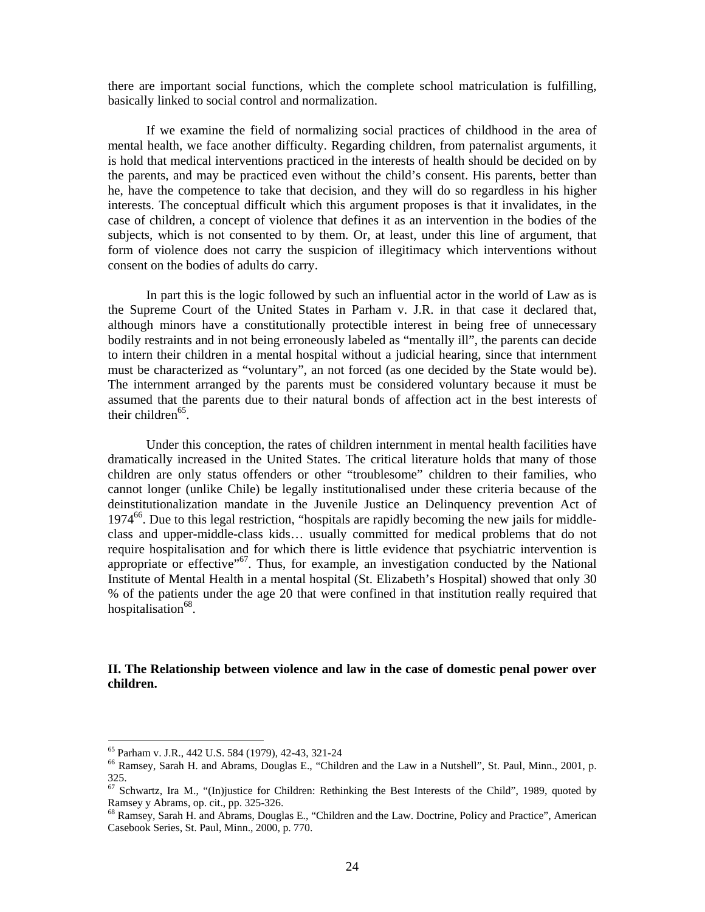there are important social functions, which the complete school matriculation is fulfilling, basically linked to social control and normalization.

If we examine the field of normalizing social practices of childhood in the area of mental health, we face another difficulty. Regarding children, from paternalist arguments, it is hold that medical interventions practiced in the interests of health should be decided on by the parents, and may be practiced even without the child's consent. His parents, better than he, have the competence to take that decision, and they will do so regardless in his higher interests. The conceptual difficult which this argument proposes is that it invalidates, in the case of children, a concept of violence that defines it as an intervention in the bodies of the subjects, which is not consented to by them. Or, at least, under this line of argument, that form of violence does not carry the suspicion of illegitimacy which interventions without consent on the bodies of adults do carry.

In part this is the logic followed by such an influential actor in the world of Law as is the Supreme Court of the United States in Parham v. J.R. in that case it declared that, although minors have a constitutionally protectible interest in being free of unnecessary bodily restraints and in not being erroneously labeled as "mentally ill", the parents can decide to intern their children in a mental hospital without a judicial hearing, since that internment must be characterized as "voluntary", an not forced (as one decided by the State would be). The internment arranged by the parents must be considered voluntary because it must be assumed that the parents due to their natural bonds of affection act in the best interests of their children[65].

Under this conception, the rates of children internment in mental health facilities have dramatically increased in the United States. The critical literature holds that many of those children are only status offenders or other "troublesome" children to their families, who cannot longer (unlike Chile) be legally institutionalised under these criteria because of the deinstitutionalization mandate in the Juvenile Justice an Delinquency prevention Act of 1974[66]. Due to this legal restriction, "hospitals are rapidly becoming the new jails for middle-class and upper-middle-class kids… usually committed for medical problems that do not require hospitalisation and for which there is little evidence that psychiatric intervention is appropriate or effective"[67]. Thus, for example, an investigation conducted by the National Institute of Mental Health in a mental hospital (St. Elizabeth's Hospital) showed that only 30 % of the patients under the age 20 that were confined in that institution really required that hospitalisation[68].

## II. The Relationship between violence and law in the case of domestic penal power over children.

---

[65] Parham v. J.R., 442 U.S. 584 (1979), 42-43, 321-24

[66] Ramsey, Sarah H. and Abrams, Douglas E., "Children and the Law in a Nutshell", St. Paul, Minn., 2001, p. 325.

[67] Schwartz, Ira M., "(In)justice for Children: Rethinking the Best Interests of the Child", 1989, quoted by Ramsey y Abrams, op. cit., pp. 325-326.

[68] Ramsey, Sarah H. and Abrams, Douglas E., "Children and the Law. Doctrine, Policy and Practice", American Casebook Series, St. Paul, Minn., 2000, p. 770.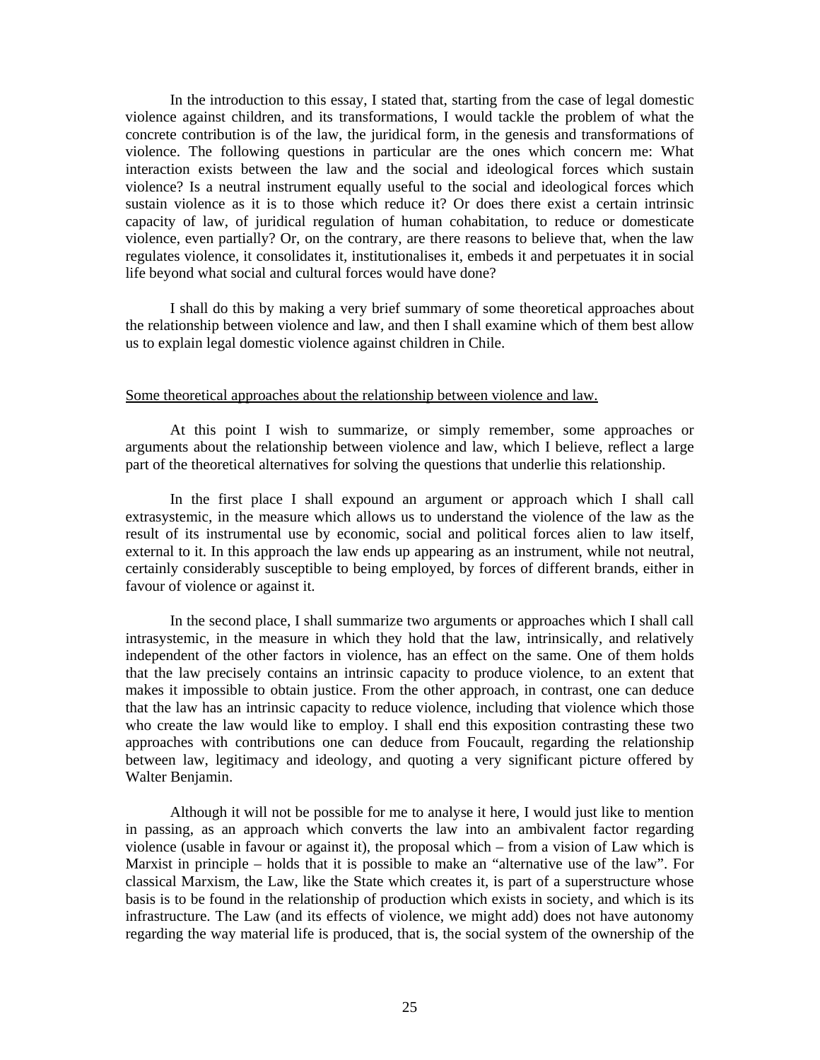In the introduction to this essay, I stated that, starting from the case of legal domestic violence against children, and its transformations, I would tackle the problem of what the concrete contribution is of the law, the juridical form, in the genesis and transformations of violence. The following questions in particular are the ones which concern me: What interaction exists between the law and the social and ideological forces which sustain violence? Is a neutral instrument equally useful to the social and ideological forces which sustain violence as it is to those which reduce it? Or does there exist a certain intrinsic capacity of law, of juridical regulation of human cohabitation, to reduce or domesticate violence, even partially? Or, on the contrary, are there reasons to believe that, when the law regulates violence, it consolidates it, institutionalises it, embeds it and perpetuates it in social life beyond what social and cultural forces would have done?

I shall do this by making a very brief summary of some theoretical approaches about the relationship between violence and law, and then I shall examine which of them best allow us to explain legal domestic violence against children in Chile.

## Some theoretical approaches about the relationship between violence and law.

At this point I wish to summarize, or simply remember, some approaches or arguments about the relationship between violence and law, which I believe, reflect a large part of the theoretical alternatives for solving the questions that underlie this relationship.

In the first place I shall expound an argument or approach which I shall call extrasystemic, in the measure which allows us to understand the violence of the law as the result of its instrumental use by economic, social and political forces alien to law itself, external to it. In this approach the law ends up appearing as an instrument, while not neutral, certainly considerably susceptible to being employed, by forces of different brands, either in favour of violence or against it.

In the second place, I shall summarize two arguments or approaches which I shall call intrasystemic, in the measure in which they hold that the law, intrinsically, and relatively independent of the other factors in violence, has an effect on the same. One of them holds that the law precisely contains an intrinsic capacity to produce violence, to an extent that makes it impossible to obtain justice. From the other approach, in contrast, one can deduce that the law has an intrinsic capacity to reduce violence, including that violence which those who create the law would like to employ. I shall end this exposition contrasting these two approaches with contributions one can deduce from Foucault, regarding the relationship between law, legitimacy and ideology, and quoting a very significant picture offered by Walter Benjamin.

Although it will not be possible for me to analyse it here, I would just like to mention in passing, as an approach which converts the law into an ambivalent factor regarding violence (usable in favour or against it), the proposal which – from a vision of Law which is Marxist in principle – holds that it is possible to make an "alternative use of the law". For classical Marxism, the Law, like the State which creates it, is part of a superstructure whose basis is to be found in the relationship of production which exists in society, and which is its infrastructure. The Law (and its effects of violence, we might add) does not have autonomy regarding the way material life is produced, that is, the social system of the ownership of the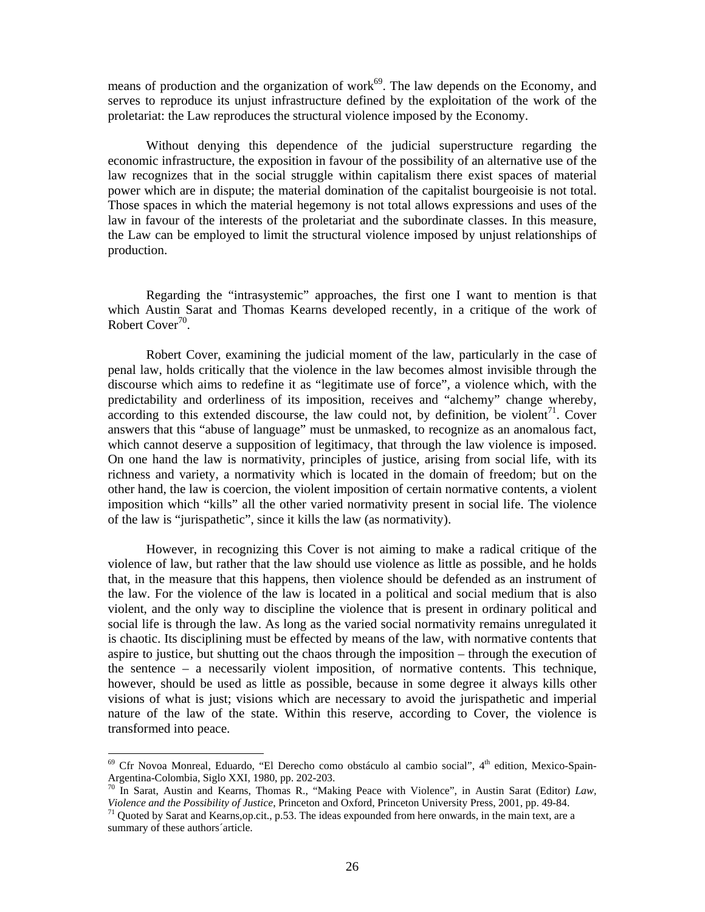means of production and the organization of work[69]. The law depends on the Economy, and serves to reproduce its unjust infrastructure defined by the exploitation of the work of the proletariat: the Law reproduces the structural violence imposed by the Economy.

Without denying this dependence of the judicial superstructure regarding the economic infrastructure, the exposition in favour of the possibility of an alternative use of the law recognizes that in the social struggle within capitalism there exist spaces of material power which are in dispute; the material domination of the capitalist bourgeoisie is not total. Those spaces in which the material hegemony is not total allows expressions and uses of the law in favour of the interests of the proletariat and the subordinate classes. In this measure, the Law can be employed to limit the structural violence imposed by unjust relationships of production.

Regarding the "intrasystemic" approaches, the first one I want to mention is that which Austin Sarat and Thomas Kearns developed recently, in a critique of the work of Robert Cover[70].

Robert Cover, examining the judicial moment of the law, particularly in the case of penal law, holds critically that the violence in the law becomes almost invisible through the discourse which aims to redefine it as "legitimate use of force", a violence which, with the predictability and orderliness of its imposition, receives and "alchemy" change whereby, according to this extended discourse, the law could not, by definition, be violent[71]. Cover answers that this "abuse of language" must be unmasked, to recognize as an anomalous fact, which cannot deserve a supposition of legitimacy, that through the law violence is imposed. On one hand the law is normativity, principles of justice, arising from social life, with its richness and variety, a normativity which is located in the domain of freedom; but on the other hand, the law is coercion, the violent imposition of certain normative contents, a violent imposition which "kills" all the other varied normativity present in social life. The violence of the law is "jurispathetic", since it kills the law (as normativity).

However, in recognizing this Cover is not aiming to make a radical critique of the violence of law, but rather that the law should use violence as little as possible, and he holds that, in the measure that this happens, then violence should be defended as an instrument of the law. For the violence of the law is located in a political and social medium that is also violent, and the only way to discipline the violence that is present in ordinary political and social life is through the law. As long as the varied social normativity remains unregulated it is chaotic. Its disciplining must be effected by means of the law, with normative contents that aspire to justice, but shutting out the chaos through the imposition – through the execution of the sentence – a necessarily violent imposition, of normative contents. This technique, however, should be used as little as possible, because in some degree it always kills other visions of what is just; visions which are necessary to avoid the jurispathetic and imperial nature of the law of the state. Within this reserve, according to Cover, the violence is transformed into peace.

---

[69] Cfr Novoa Monreal, Eduardo, "El Derecho como obstáculo al cambio social", 4th edition, Mexico-Spain-Argentina-Colombia, Siglo XXI, 1980, pp. 202-203.

[70] In Sarat, Austin and Kearns, Thomas R., "Making Peace with Violence", in Austin Sarat (Editor) *Law, Violence and the Possibility of Justice*, Princeton and Oxford, Princeton University Press, 2001, pp. 49-84.

[71] Quoted by Sarat and Kearns,op.cit., p.53. The ideas expounded from here onwards, in the main text, are a summary of these authors´article.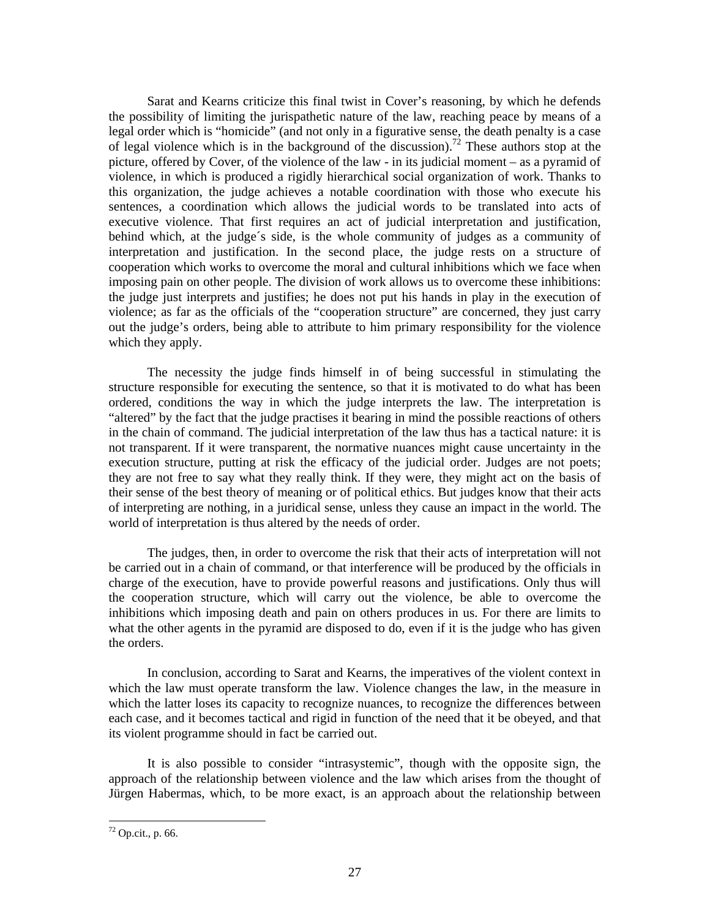Sarat and Kearns criticize this final twist in Cover's reasoning, by which he defends the possibility of limiting the jurispathetic nature of the law, reaching peace by means of a legal order which is "homicide" (and not only in a figurative sense, the death penalty is a case of legal violence which is in the background of the discussion).[72] These authors stop at the picture, offered by Cover, of the violence of the law - in its judicial moment – as a pyramid of violence, in which is produced a rigidly hierarchical social organization of work. Thanks to this organization, the judge achieves a notable coordination with those who execute his sentences, a coordination which allows the judicial words to be translated into acts of executive violence. That first requires an act of judicial interpretation and justification, behind which, at the judge´s side, is the whole community of judges as a community of interpretation and justification. In the second place, the judge rests on a structure of cooperation which works to overcome the moral and cultural inhibitions which we face when imposing pain on other people. The division of work allows us to overcome these inhibitions: the judge just interprets and justifies; he does not put his hands in play in the execution of violence; as far as the officials of the "cooperation structure" are concerned, they just carry out the judge's orders, being able to attribute to him primary responsibility for the violence which they apply.

The necessity the judge finds himself in of being successful in stimulating the structure responsible for executing the sentence, so that it is motivated to do what has been ordered, conditions the way in which the judge interprets the law. The interpretation is "altered" by the fact that the judge practises it bearing in mind the possible reactions of others in the chain of command. The judicial interpretation of the law thus has a tactical nature: it is not transparent. If it were transparent, the normative nuances might cause uncertainty in the execution structure, putting at risk the efficacy of the judicial order. Judges are not poets; they are not free to say what they really think. If they were, they might act on the basis of their sense of the best theory of meaning or of political ethics. But judges know that their acts of interpreting are nothing, in a juridical sense, unless they cause an impact in the world. The world of interpretation is thus altered by the needs of order.

The judges, then, in order to overcome the risk that their acts of interpretation will not be carried out in a chain of command, or that interference will be produced by the officials in charge of the execution, have to provide powerful reasons and justifications. Only thus will the cooperation structure, which will carry out the violence, be able to overcome the inhibitions which imposing death and pain on others produces in us. For there are limits to what the other agents in the pyramid are disposed to do, even if it is the judge who has given the orders.

In conclusion, according to Sarat and Kearns, the imperatives of the violent context in which the law must operate transform the law. Violence changes the law, in the measure in which the latter loses its capacity to recognize nuances, to recognize the differences between each case, and it becomes tactical and rigid in function of the need that it be obeyed, and that its violent programme should in fact be carried out.

It is also possible to consider "intrasystemic", though with the opposite sign, the approach of the relationship between violence and the law which arises from the thought of Jürgen Habermas, which, to be more exact, is an approach about the relationship between

---

[72] Op.cit., p. 66.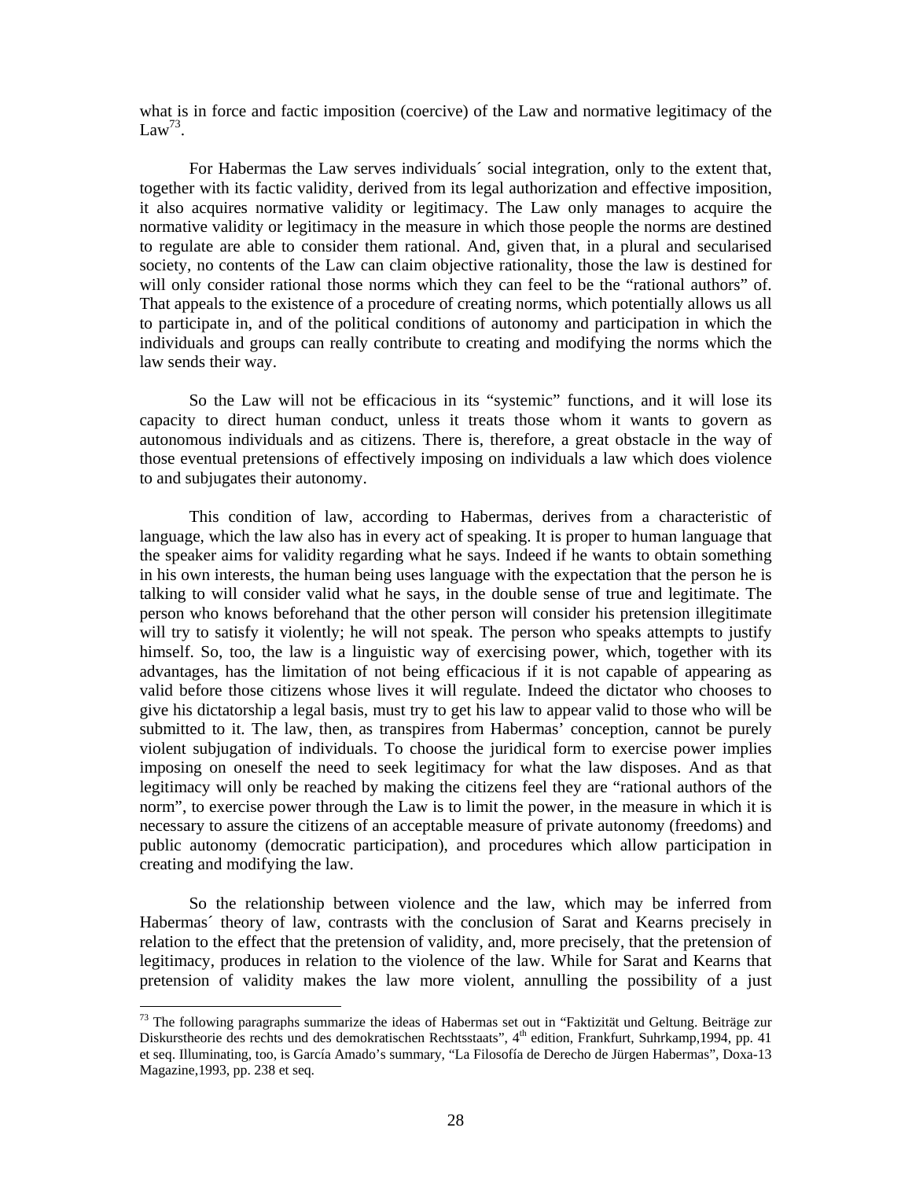what is in force and factic imposition (coercive) of the Law and normative legitimacy of the Law[73].

For Habermas the Law serves individuals´ social integration, only to the extent that, together with its factic validity, derived from its legal authorization and effective imposition, it also acquires normative validity or legitimacy. The Law only manages to acquire the normative validity or legitimacy in the measure in which those people the norms are destined to regulate are able to consider them rational. And, given that, in a plural and secularised society, no contents of the Law can claim objective rationality, those the law is destined for will only consider rational those norms which they can feel to be the "rational authors" of. That appeals to the existence of a procedure of creating norms, which potentially allows us all to participate in, and of the political conditions of autonomy and participation in which the individuals and groups can really contribute to creating and modifying the norms which the law sends their way.

So the Law will not be efficacious in its "systemic" functions, and it will lose its capacity to direct human conduct, unless it treats those whom it wants to govern as autonomous individuals and as citizens. There is, therefore, a great obstacle in the way of those eventual pretensions of effectively imposing on individuals a law which does violence to and subjugates their autonomy.

This condition of law, according to Habermas, derives from a characteristic of language, which the law also has in every act of speaking. It is proper to human language that the speaker aims for validity regarding what he says. Indeed if he wants to obtain something in his own interests, the human being uses language with the expectation that the person he is talking to will consider valid what he says, in the double sense of true and legitimate. The person who knows beforehand that the other person will consider his pretension illegitimate will try to satisfy it violently; he will not speak. The person who speaks attempts to justify himself. So, too, the law is a linguistic way of exercising power, which, together with its advantages, has the limitation of not being efficacious if it is not capable of appearing as valid before those citizens whose lives it will regulate. Indeed the dictator who chooses to give his dictatorship a legal basis, must try to get his law to appear valid to those who will be submitted to it. The law, then, as transpires from Habermas' conception, cannot be purely violent subjugation of individuals. To choose the juridical form to exercise power implies imposing on oneself the need to seek legitimacy for what the law disposes. And as that legitimacy will only be reached by making the citizens feel they are "rational authors of the norm", to exercise power through the Law is to limit the power, in the measure in which it is necessary to assure the citizens of an acceptable measure of private autonomy (freedoms) and public autonomy (democratic participation), and procedures which allow participation in creating and modifying the law.

So the relationship between violence and the law, which may be inferred from Habermas´ theory of law, contrasts with the conclusion of Sarat and Kearns precisely in relation to the effect that the pretension of validity, and, more precisely, that the pretension of legitimacy, produces in relation to the violence of the law. While for Sarat and Kearns that pretension of validity makes the law more violent, annulling the possibility of a just

---

[73] The following paragraphs summarize the ideas of Habermas set out in "Faktizität und Geltung. Beiträge zur Diskurstheorie des rechts und des demokratischen Rechtsstaats", 4th edition, Frankfurt, Suhrkamp,1994, pp. 41 et seq. Illuminating, too, is García Amado's summary, "La Filosofía de Derecho de Jürgen Habermas", Doxa-13 Magazine,1993, pp. 238 et seq.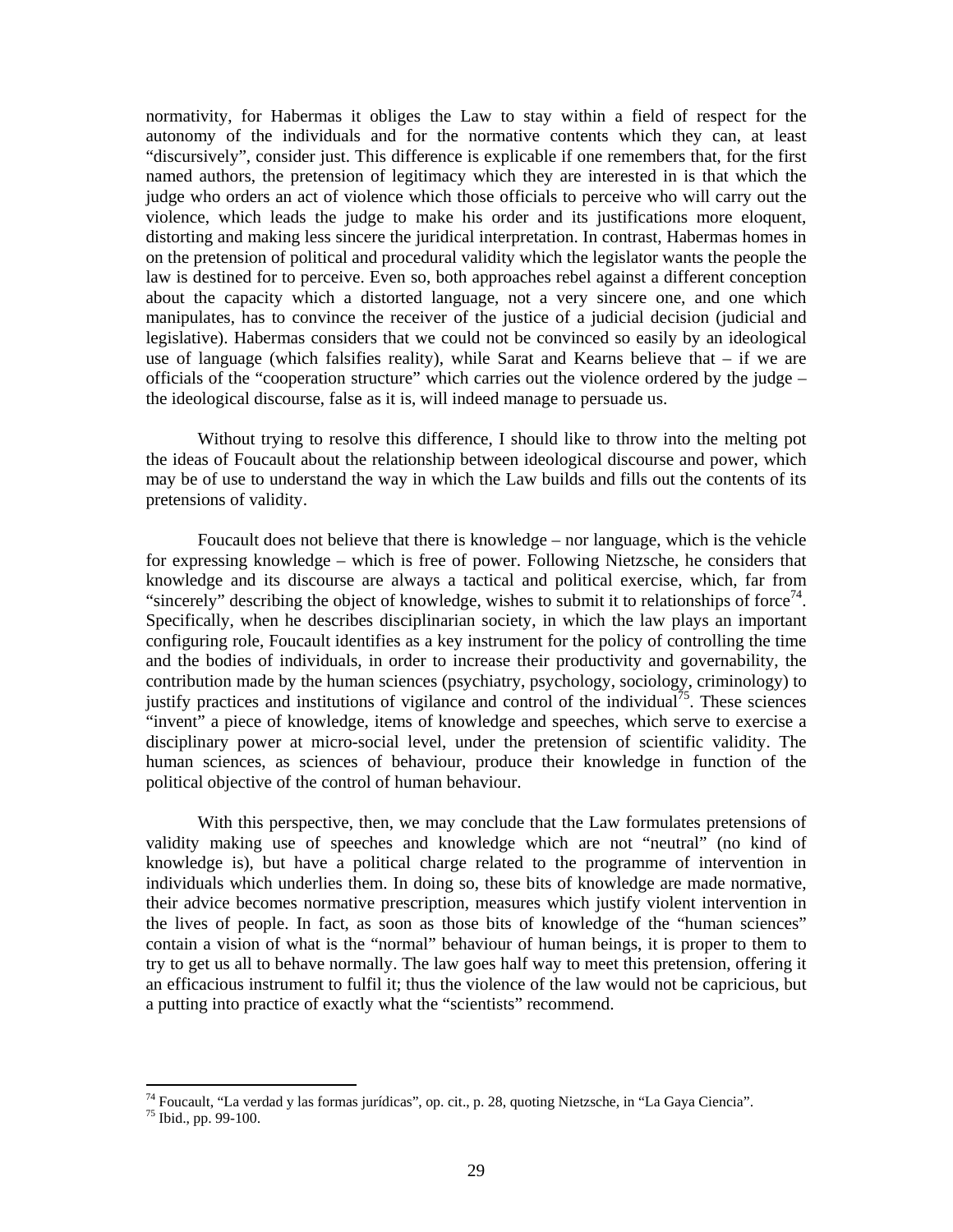normativity, for Habermas it obliges the Law to stay within a field of respect for the autonomy of the individuals and for the normative contents which they can, at least "discursively", consider just. This difference is explicable if one remembers that, for the first named authors, the pretension of legitimacy which they are interested in is that which the judge who orders an act of violence which those officials to perceive who will carry out the violence, which leads the judge to make his order and its justifications more eloquent, distorting and making less sincere the juridical interpretation. In contrast, Habermas homes in on the pretension of political and procedural validity which the legislator wants the people the law is destined for to perceive. Even so, both approaches rebel against a different conception about the capacity which a distorted language, not a very sincere one, and one which manipulates, has to convince the receiver of the justice of a judicial decision (judicial and legislative). Habermas considers that we could not be convinced so easily by an ideological use of language (which falsifies reality), while Sarat and Kearns believe that – if we are officials of the "cooperation structure" which carries out the violence ordered by the judge – the ideological discourse, false as it is, will indeed manage to persuade us.

Without trying to resolve this difference, I should like to throw into the melting pot the ideas of Foucault about the relationship between ideological discourse and power, which may be of use to understand the way in which the Law builds and fills out the contents of its pretensions of validity.

Foucault does not believe that there is knowledge – nor language, which is the vehicle for expressing knowledge – which is free of power. Following Nietzsche, he considers that knowledge and its discourse are always a tactical and political exercise, which, far from "sincerely" describing the object of knowledge, wishes to submit it to relationships of force[74]. Specifically, when he describes disciplinarian society, in which the law plays an important configuring role, Foucault identifies as a key instrument for the policy of controlling the time and the bodies of individuals, in order to increase their productivity and governability, the contribution made by the human sciences (psychiatry, psychology, sociology, criminology) to justify practices and institutions of vigilance and control of the individual[75]. These sciences "invent" a piece of knowledge, items of knowledge and speeches, which serve to exercise a disciplinary power at micro-social level, under the pretension of scientific validity. The human sciences, as sciences of behaviour, produce their knowledge in function of the political objective of the control of human behaviour.

With this perspective, then, we may conclude that the Law formulates pretensions of validity making use of speeches and knowledge which are not "neutral" (no kind of knowledge is), but have a political charge related to the programme of intervention in individuals which underlies them. In doing so, these bits of knowledge are made normative, their advice becomes normative prescription, measures which justify violent intervention in the lives of people. In fact, as soon as those bits of knowledge of the "human sciences" contain a vision of what is the "normal" behaviour of human beings, it is proper to them to try to get us all to behave normally. The law goes half way to meet this pretension, offering it an efficacious instrument to fulfil it; thus the violence of the law would not be capricious, but a putting into practice of exactly what the "scientists" recommend.

---

[74] Foucault, "La verdad y las formas jurídicas", op. cit., p. 28, quoting Nietzsche, in "La Gaya Ciencia".

[75] Ibid., pp. 99-100.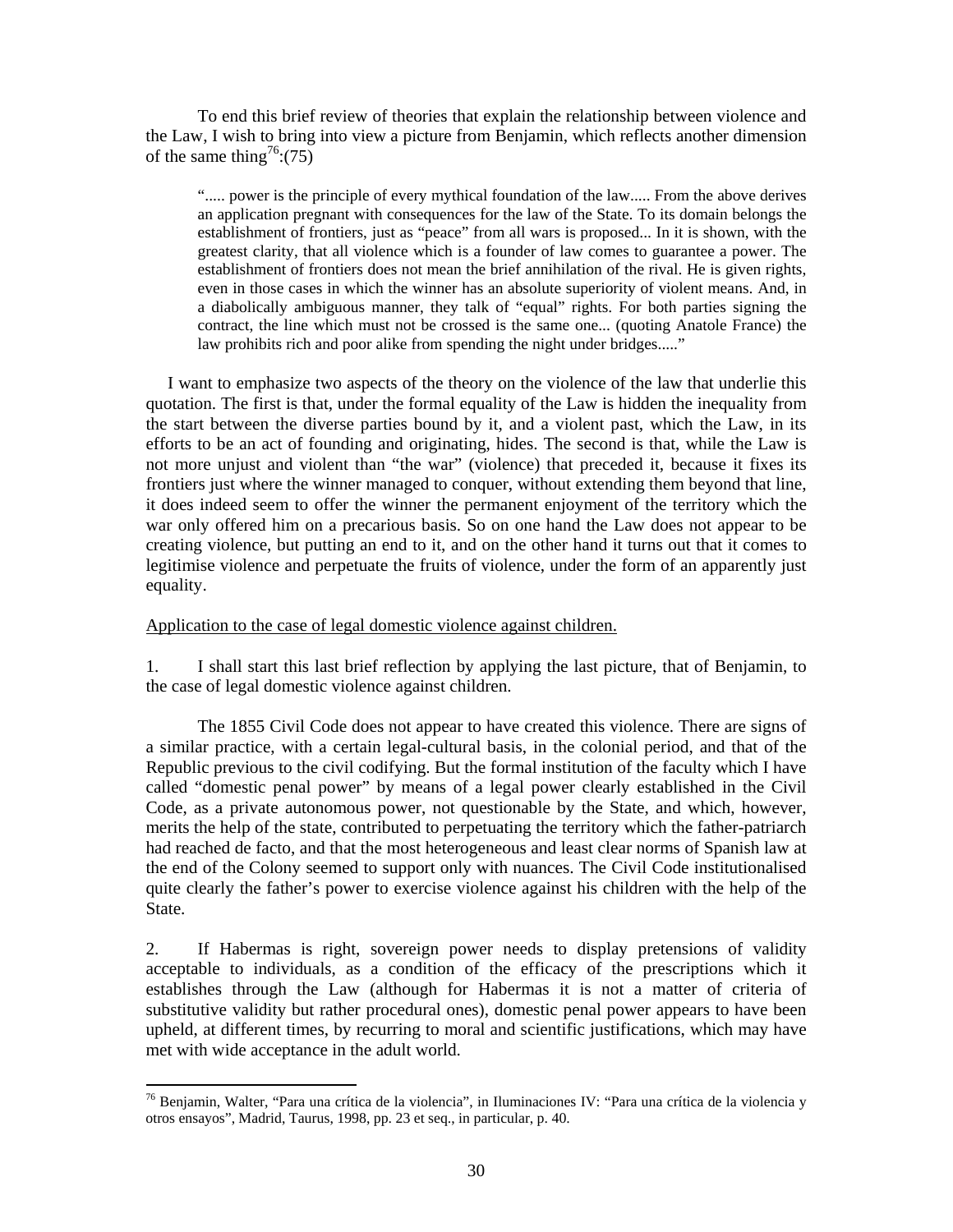To end this brief review of theories that explain the relationship between violence and the Law, I wish to bring into view a picture from Benjamin, which reflects another dimension of the same thing[76]:(75)

> "..... power is the principle of every mythical foundation of the law..... From the above derives an application pregnant with consequences for the law of the State. To its domain belongs the establishment of frontiers, just as "peace" from all wars is proposed... In it is shown, with the greatest clarity, that all violence which is a founder of law comes to guarantee a power. The establishment of frontiers does not mean the brief annihilation of the rival. He is given rights, even in those cases in which the winner has an absolute superiority of violent means. And, in a diabolically ambiguous manner, they talk of "equal" rights. For both parties signing the contract, the line which must not be crossed is the same one... (quoting Anatole France) the law prohibits rich and poor alike from spending the night under bridges....."

I want to emphasize two aspects of the theory on the violence of the law that underlie this quotation. The first is that, under the formal equality of the Law is hidden the inequality from the start between the diverse parties bound by it, and a violent past, which the Law, in its efforts to be an act of founding and originating, hides. The second is that, while the Law is not more unjust and violent than "the war" (violence) that preceded it, because it fixes its frontiers just where the winner managed to conquer, without extending them beyond that line, it does indeed seem to offer the winner the permanent enjoyment of the territory which the war only offered him on a precarious basis. So on one hand the Law does not appear to be creating violence, but putting an end to it, and on the other hand it turns out that it comes to legitimise violence and perpetuate the fruits of violence, under the form of an apparently just equality.

<u>Application to the case of legal domestic violence against children.</u>

1. I shall start this last brief reflection by applying the last picture, that of Benjamin, to the case of legal domestic violence against children.

The 1855 Civil Code does not appear to have created this violence. There are signs of a similar practice, with a certain legal-cultural basis, in the colonial period, and that of the Republic previous to the civil codifying. But the formal institution of the faculty which I have called "domestic penal power" by means of a legal power clearly established in the Civil Code, as a private autonomous power, not questionable by the State, and which, however, merits the help of the state, contributed to perpetuating the territory which the father-patriarch had reached de facto, and that the most heterogeneous and least clear norms of Spanish law at the end of the Colony seemed to support only with nuances. The Civil Code institutionalised quite clearly the father's power to exercise violence against his children with the help of the State.

2. If Habermas is right, sovereign power needs to display pretensions of validity acceptable to individuals, as a condition of the efficacy of the prescriptions which it establishes through the Law (although for Habermas it is not a matter of criteria of substitutive validity but rather procedural ones), domestic penal power appears to have been upheld, at different times, by recurring to moral and scientific justifications, which may have met with wide acceptance in the adult world.

---

[76] Benjamin, Walter, "Para una crítica de la violencia", in Iluminaciones IV: "Para una crítica de la violencia y otros ensayos", Madrid, Taurus, 1998, pp. 23 et seq., in particular, p. 40.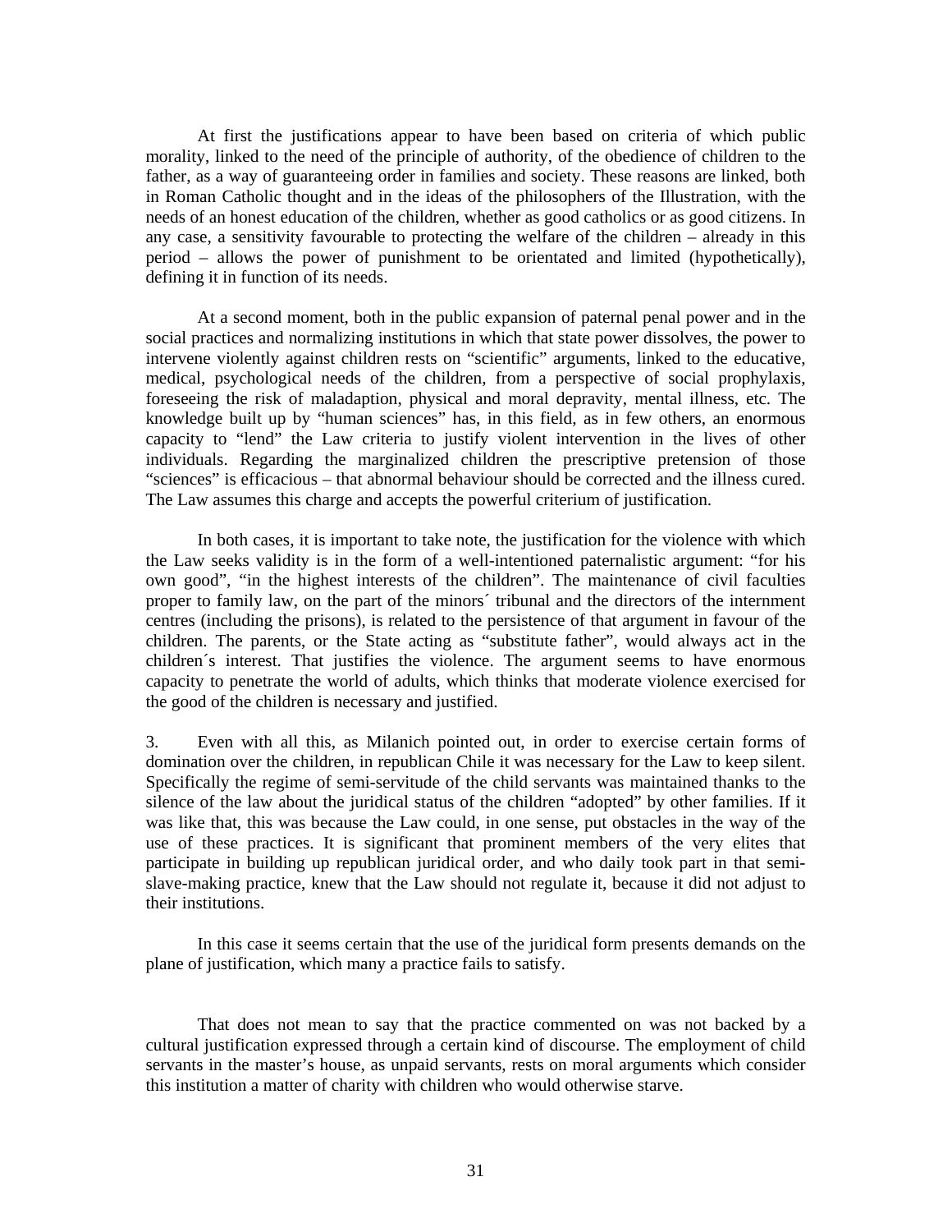At first the justifications appear to have been based on criteria of which public morality, linked to the need of the principle of authority, of the obedience of children to the father, as a way of guaranteeing order in families and society. These reasons are linked, both in Roman Catholic thought and in the ideas of the philosophers of the Illustration, with the needs of an honest education of the children, whether as good catholics or as good citizens. In any case, a sensitivity favourable to protecting the welfare of the children – already in this period – allows the power of punishment to be orientated and limited (hypothetically), defining it in function of its needs.

At a second moment, both in the public expansion of paternal penal power and in the social practices and normalizing institutions in which that state power dissolves, the power to intervene violently against children rests on "scientific" arguments, linked to the educative, medical, psychological needs of the children, from a perspective of social prophylaxis, foreseeing the risk of maladaption, physical and moral depravity, mental illness, etc. The knowledge built up by "human sciences" has, in this field, as in few others, an enormous capacity to "lend" the Law criteria to justify violent intervention in the lives of other individuals. Regarding the marginalized children the prescriptive pretension of those "sciences" is efficacious – that abnormal behaviour should be corrected and the illness cured. The Law assumes this charge and accepts the powerful criterium of justification.

In both cases, it is important to take note, the justification for the violence with which the Law seeks validity is in the form of a well-intentioned paternalistic argument: "for his own good", "in the highest interests of the children". The maintenance of civil faculties proper to family law, on the part of the minors´ tribunal and the directors of the internment centres (including the prisons), is related to the persistence of that argument in favour of the children. The parents, or the State acting as "substitute father", would always act in the children´s interest. That justifies the violence. The argument seems to have enormous capacity to penetrate the world of adults, which thinks that moderate violence exercised for the good of the children is necessary and justified.

3. Even with all this, as Milanich pointed out, in order to exercise certain forms of domination over the children, in republican Chile it was necessary for the Law to keep silent. Specifically the regime of semi-servitude of the child servants was maintained thanks to the silence of the law about the juridical status of the children "adopted" by other families. If it was like that, this was because the Law could, in one sense, put obstacles in the way of the use of these practices. It is significant that prominent members of the very elites that participate in building up republican juridical order, and who daily took part in that semi-slave-making practice, knew that the Law should not regulate it, because it did not adjust to their institutions.

In this case it seems certain that the use of the juridical form presents demands on the plane of justification, which many a practice fails to satisfy.

That does not mean to say that the practice commented on was not backed by a cultural justification expressed through a certain kind of discourse. The employment of child servants in the master's house, as unpaid servants, rests on moral arguments which consider this institution a matter of charity with children who would otherwise starve.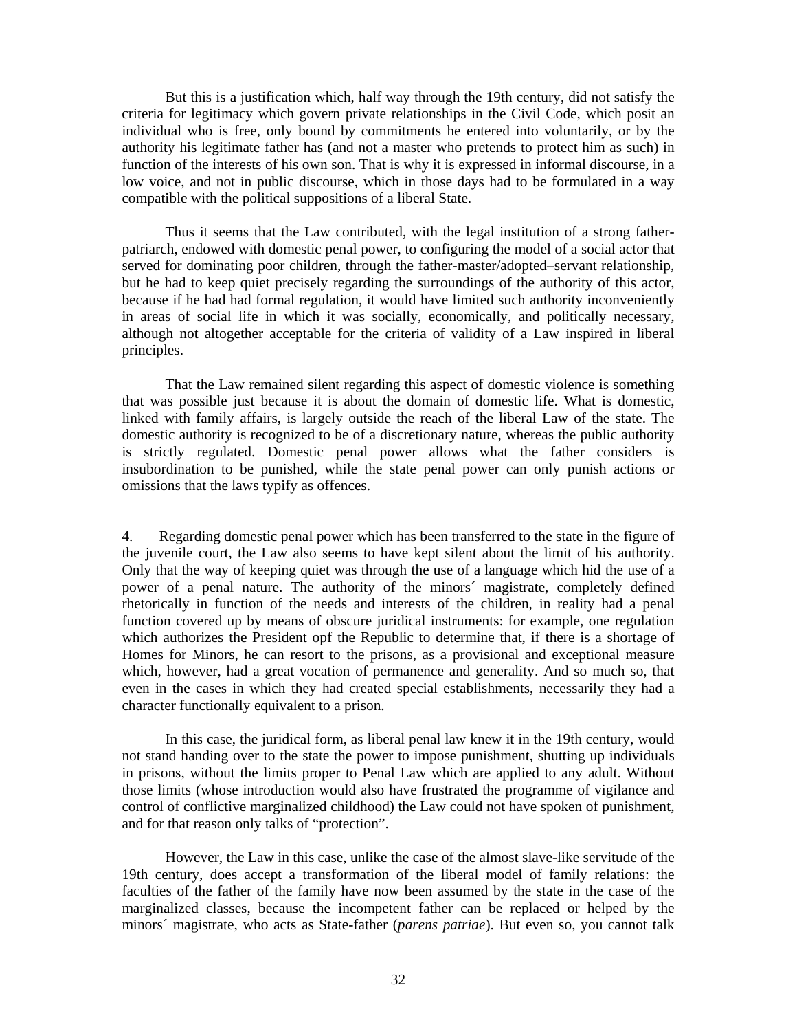But this is a justification which, half way through the 19th century, did not satisfy the criteria for legitimacy which govern private relationships in the Civil Code, which posit an individual who is free, only bound by commitments he entered into voluntarily, or by the authority his legitimate father has (and not a master who pretends to protect him as such) in function of the interests of his own son. That is why it is expressed in informal discourse, in a low voice, and not in public discourse, which in those days had to be formulated in a way compatible with the political suppositions of a liberal State.

Thus it seems that the Law contributed, with the legal institution of a strong father-patriarch, endowed with domestic penal power, to configuring the model of a social actor that served for dominating poor children, through the father-master/adopted–servant relationship, but he had to keep quiet precisely regarding the surroundings of the authority of this actor, because if he had had formal regulation, it would have limited such authority inconveniently in areas of social life in which it was socially, economically, and politically necessary, although not altogether acceptable for the criteria of validity of a Law inspired in liberal principles.

That the Law remained silent regarding this aspect of domestic violence is something that was possible just because it is about the domain of domestic life. What is domestic, linked with family affairs, is largely outside the reach of the liberal Law of the state. The domestic authority is recognized to be of a discretionary nature, whereas the public authority is strictly regulated. Domestic penal power allows what the father considers is insubordination to be punished, while the state penal power can only punish actions or omissions that the laws typify as offences.

4. Regarding domestic penal power which has been transferred to the state in the figure of the juvenile court, the Law also seems to have kept silent about the limit of his authority. Only that the way of keeping quiet was through the use of a language which hid the use of a power of a penal nature. The authority of the minors´ magistrate, completely defined rhetorically in function of the needs and interests of the children, in reality had a penal function covered up by means of obscure juridical instruments: for example, one regulation which authorizes the President opf the Republic to determine that, if there is a shortage of Homes for Minors, he can resort to the prisons, as a provisional and exceptional measure which, however, had a great vocation of permanence and generality. And so much so, that even in the cases in which they had created special establishments, necessarily they had a character functionally equivalent to a prison.

In this case, the juridical form, as liberal penal law knew it in the 19th century, would not stand handing over to the state the power to impose punishment, shutting up individuals in prisons, without the limits proper to Penal Law which are applied to any adult. Without those limits (whose introduction would also have frustrated the programme of vigilance and control of conflictive marginalized childhood) the Law could not have spoken of punishment, and for that reason only talks of "protection".

However, the Law in this case, unlike the case of the almost slave-like servitude of the 19th century, does accept a transformation of the liberal model of family relations: the faculties of the father of the family have now been assumed by the state in the case of the marginalized classes, because the incompetent father can be replaced or helped by the minors´ magistrate, who acts as State-father (*parens patriae*). But even so, you cannot talk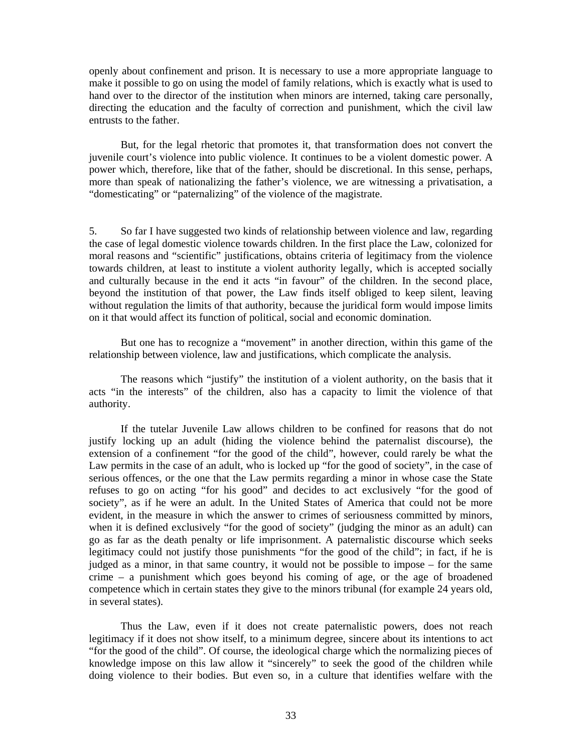openly about confinement and prison. It is necessary to use a more appropriate language to make it possible to go on using the model of family relations, which is exactly what is used to hand over to the director of the institution when minors are interned, taking care personally, directing the education and the faculty of correction and punishment, which the civil law entrusts to the father.

But, for the legal rhetoric that promotes it, that transformation does not convert the juvenile court's violence into public violence. It continues to be a violent domestic power. A power which, therefore, like that of the father, should be discretional. In this sense, perhaps, more than speak of nationalizing the father's violence, we are witnessing a privatisation, a "domesticating" or "paternalizing" of the violence of the magistrate.

5. So far I have suggested two kinds of relationship between violence and law, regarding the case of legal domestic violence towards children. In the first place the Law, colonized for moral reasons and "scientific" justifications, obtains criteria of legitimacy from the violence towards children, at least to institute a violent authority legally, which is accepted socially and culturally because in the end it acts "in favour" of the children. In the second place, beyond the institution of that power, the Law finds itself obliged to keep silent, leaving without regulation the limits of that authority, because the juridical form would impose limits on it that would affect its function of political, social and economic domination.

But one has to recognize a "movement" in another direction, within this game of the relationship between violence, law and justifications, which complicate the analysis.

The reasons which "justify" the institution of a violent authority, on the basis that it acts "in the interests" of the children, also has a capacity to limit the violence of that authority.

If the tutelar Juvenile Law allows children to be confined for reasons that do not justify locking up an adult (hiding the violence behind the paternalist discourse), the extension of a confinement "for the good of the child", however, could rarely be what the Law permits in the case of an adult, who is locked up "for the good of society", in the case of serious offences, or the one that the Law permits regarding a minor in whose case the State refuses to go on acting "for his good" and decides to act exclusively "for the good of society", as if he were an adult. In the United States of America that could not be more evident, in the measure in which the answer to crimes of seriousness committed by minors, when it is defined exclusively "for the good of society" (judging the minor as an adult) can go as far as the death penalty or life imprisonment. A paternalistic discourse which seeks legitimacy could not justify those punishments "for the good of the child"; in fact, if he is judged as a minor, in that same country, it would not be possible to impose – for the same crime – a punishment which goes beyond his coming of age, or the age of broadened competence which in certain states they give to the minors tribunal (for example 24 years old, in several states).

Thus the Law, even if it does not create paternalistic powers, does not reach legitimacy if it does not show itself, to a minimum degree, sincere about its intentions to act "for the good of the child". Of course, the ideological charge which the normalizing pieces of knowledge impose on this law allow it "sincerely" to seek the good of the children while doing violence to their bodies. But even so, in a culture that identifies welfare with the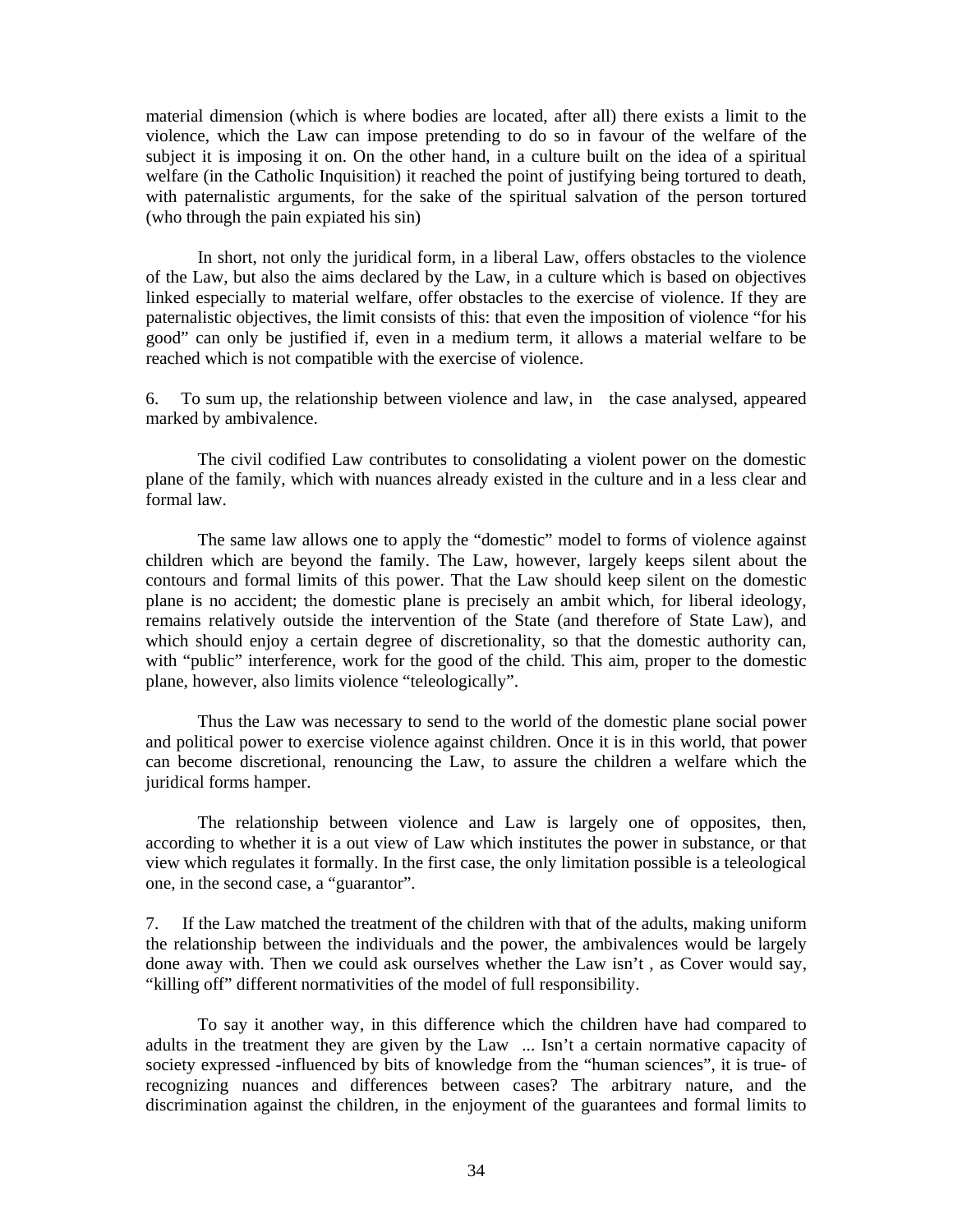material dimension (which is where bodies are located, after all) there exists a limit to the violence, which the Law can impose pretending to do so in favour of the welfare of the subject it is imposing it on. On the other hand, in a culture built on the idea of a spiritual welfare (in the Catholic Inquisition) it reached the point of justifying being tortured to death, with paternalistic arguments, for the sake of the spiritual salvation of the person tortured (who through the pain expiated his sin)

In short, not only the juridical form, in a liberal Law, offers obstacles to the violence of the Law, but also the aims declared by the Law, in a culture which is based on objectives linked especially to material welfare, offer obstacles to the exercise of violence. If they are paternalistic objectives, the limit consists of this: that even the imposition of violence "for his good" can only be justified if, even in a medium term, it allows a material welfare to be reached which is not compatible with the exercise of violence.

6. To sum up, the relationship between violence and law, in the case analysed, appeared marked by ambivalence.

The civil codified Law contributes to consolidating a violent power on the domestic plane of the family, which with nuances already existed in the culture and in a less clear and formal law.

The same law allows one to apply the "domestic" model to forms of violence against children which are beyond the family. The Law, however, largely keeps silent about the contours and formal limits of this power. That the Law should keep silent on the domestic plane is no accident; the domestic plane is precisely an ambit which, for liberal ideology, remains relatively outside the intervention of the State (and therefore of State Law), and which should enjoy a certain degree of discretionality, so that the domestic authority can, with "public" interference, work for the good of the child. This aim, proper to the domestic plane, however, also limits violence "teleologically".

Thus the Law was necessary to send to the world of the domestic plane social power and political power to exercise violence against children. Once it is in this world, that power can become discretional, renouncing the Law, to assure the children a welfare which the juridical forms hamper.

The relationship between violence and Law is largely one of opposites, then, according to whether it is a out view of Law which institutes the power in substance, or that view which regulates it formally. In the first case, the only limitation possible is a teleological one, in the second case, a "guarantor".

7. If the Law matched the treatment of the children with that of the adults, making uniform the relationship between the individuals and the power, the ambivalences would be largely done away with. Then we could ask ourselves whether the Law isn't , as Cover would say, "killing off" different normativities of the model of full responsibility.

To say it another way, in this difference which the children have had compared to adults in the treatment they are given by the Law ... Isn't a certain normative capacity of society expressed -influenced by bits of knowledge from the "human sciences", it is true- of recognizing nuances and differences between cases? The arbitrary nature, and the discrimination against the children, in the enjoyment of the guarantees and formal limits to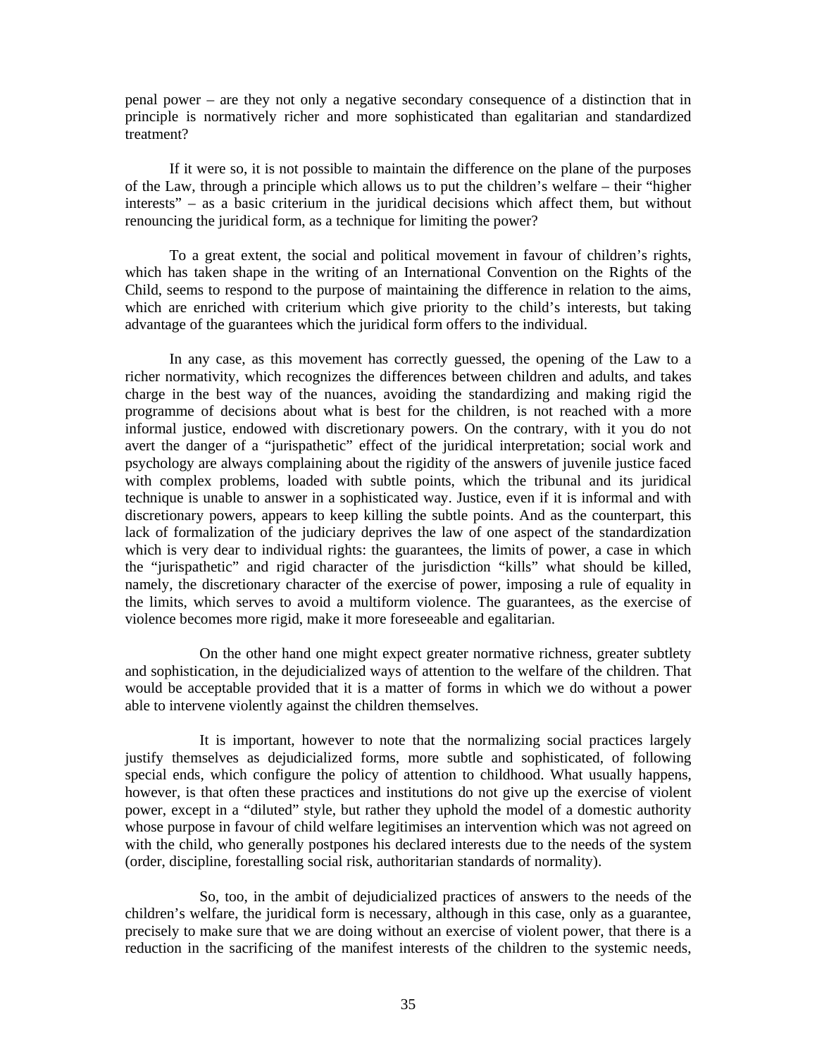penal power – are they not only a negative secondary consequence of a distinction that in principle is normatively richer and more sophisticated than egalitarian and standardized treatment?

If it were so, it is not possible to maintain the difference on the plane of the purposes of the Law, through a principle which allows us to put the children's welfare – their "higher interests" – as a basic criterium in the juridical decisions which affect them, but without renouncing the juridical form, as a technique for limiting the power?

To a great extent, the social and political movement in favour of children's rights, which has taken shape in the writing of an International Convention on the Rights of the Child, seems to respond to the purpose of maintaining the difference in relation to the aims, which are enriched with criterium which give priority to the child's interests, but taking advantage of the guarantees which the juridical form offers to the individual.

In any case, as this movement has correctly guessed, the opening of the Law to a richer normativity, which recognizes the differences between children and adults, and takes charge in the best way of the nuances, avoiding the standardizing and making rigid the programme of decisions about what is best for the children, is not reached with a more informal justice, endowed with discretionary powers. On the contrary, with it you do not avert the danger of a "jurispathetic" effect of the juridical interpretation; social work and psychology are always complaining about the rigidity of the answers of juvenile justice faced with complex problems, loaded with subtle points, which the tribunal and its juridical technique is unable to answer in a sophisticated way. Justice, even if it is informal and with discretionary powers, appears to keep killing the subtle points. And as the counterpart, this lack of formalization of the judiciary deprives the law of one aspect of the standardization which is very dear to individual rights: the guarantees, the limits of power, a case in which the "jurispathetic" and rigid character of the jurisdiction "kills" what should be killed, namely, the discretionary character of the exercise of power, imposing a rule of equality in the limits, which serves to avoid a multiform violence. The guarantees, as the exercise of violence becomes more rigid, make it more foreseeable and egalitarian.

On the other hand one might expect greater normative richness, greater subtlety and sophistication, in the dejudicialized ways of attention to the welfare of the children. That would be acceptable provided that it is a matter of forms in which we do without a power able to intervene violently against the children themselves.

It is important, however to note that the normalizing social practices largely justify themselves as dejudicialized forms, more subtle and sophisticated, of following special ends, which configure the policy of attention to childhood. What usually happens, however, is that often these practices and institutions do not give up the exercise of violent power, except in a "diluted" style, but rather they uphold the model of a domestic authority whose purpose in favour of child welfare legitimises an intervention which was not agreed on with the child, who generally postpones his declared interests due to the needs of the system (order, discipline, forestalling social risk, authoritarian standards of normality).

So, too, in the ambit of dejudicialized practices of answers to the needs of the children's welfare, the juridical form is necessary, although in this case, only as a guarantee, precisely to make sure that we are doing without an exercise of violent power, that there is a reduction in the sacrificing of the manifest interests of the children to the systemic needs,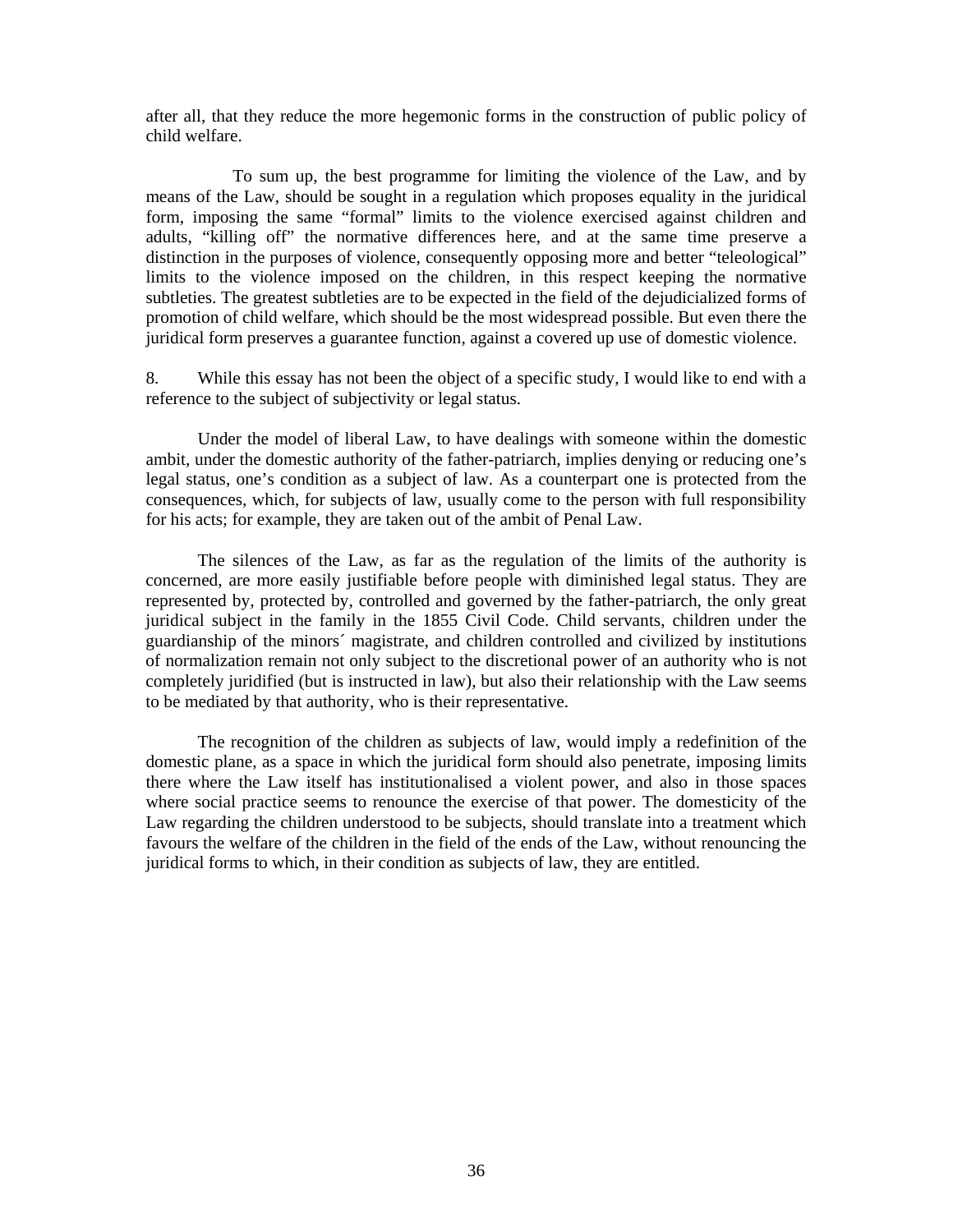after all, that they reduce the more hegemonic forms in the construction of public policy of child welfare.

To sum up, the best programme for limiting the violence of the Law, and by means of the Law, should be sought in a regulation which proposes equality in the juridical form, imposing the same "formal" limits to the violence exercised against children and adults, "killing off" the normative differences here, and at the same time preserve a distinction in the purposes of violence, consequently opposing more and better "teleological" limits to the violence imposed on the children, in this respect keeping the normative subtleties. The greatest subtleties are to be expected in the field of the dejudicialized forms of promotion of child welfare, which should be the most widespread possible. But even there the juridical form preserves a guarantee function, against a covered up use of domestic violence.

8. While this essay has not been the object of a specific study, I would like to end with a reference to the subject of subjectivity or legal status.

Under the model of liberal Law, to have dealings with someone within the domestic ambit, under the domestic authority of the father-patriarch, implies denying or reducing one's legal status, one's condition as a subject of law. As a counterpart one is protected from the consequences, which, for subjects of law, usually come to the person with full responsibility for his acts; for example, they are taken out of the ambit of Penal Law.

The silences of the Law, as far as the regulation of the limits of the authority is concerned, are more easily justifiable before people with diminished legal status. They are represented by, protected by, controlled and governed by the father-patriarch, the only great juridical subject in the family in the 1855 Civil Code. Child servants, children under the guardianship of the minors´ magistrate, and children controlled and civilized by institutions of normalization remain not only subject to the discretional power of an authority who is not completely juridified (but is instructed in law), but also their relationship with the Law seems to be mediated by that authority, who is their representative.

The recognition of the children as subjects of law, would imply a redefinition of the domestic plane, as a space in which the juridical form should also penetrate, imposing limits there where the Law itself has institutionalised a violent power, and also in those spaces where social practice seems to renounce the exercise of that power. The domesticity of the Law regarding the children understood to be subjects, should translate into a treatment which favours the welfare of the children in the field of the ends of the Law, without renouncing the juridical forms to which, in their condition as subjects of law, they are entitled.